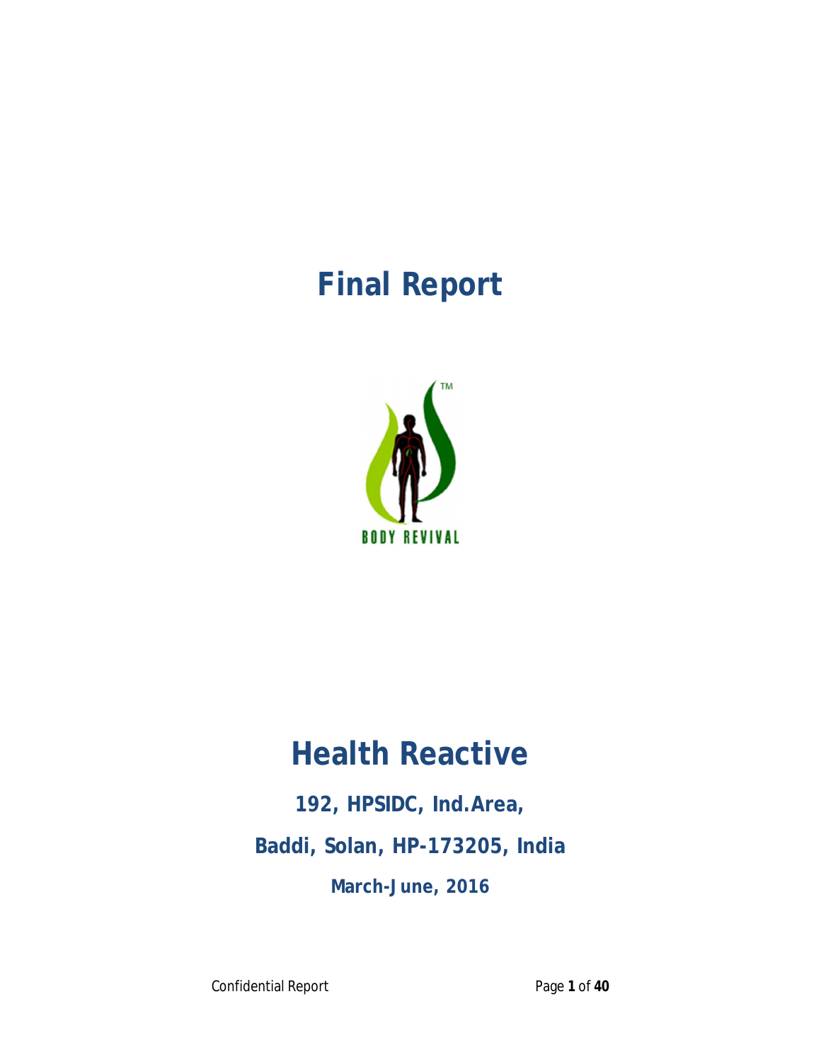# Final Report

BODY REVIVAL

# Health Reactive

**192, HPSIDC, Ind.Area,**

**Baddi, Solan, HP-173205, India**

**March-June, 2016**

Confidential Report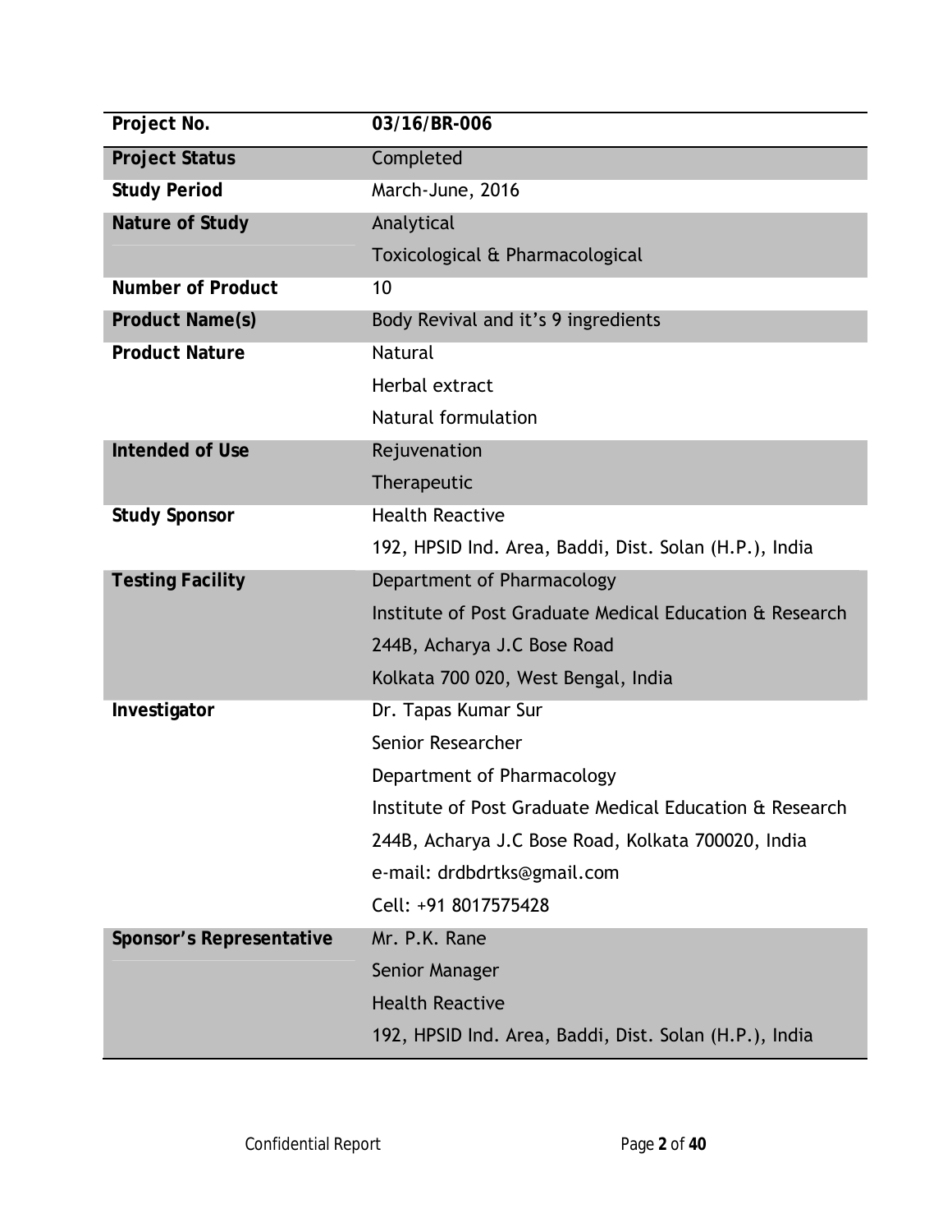| Project No. | 03/16/BR-006 |
|---|---|
| Project Status | Completed |
| Study Period | March-June, 2016 |
| Nature of Study | Analytical<br>Toxicological & Pharmacological |
| Number of Product | 10 |
| Product Name(s) | Body Revival and it's 9 ingredients |
| Product Nature | Natural<br>Herbal extract<br>Natural formulation |
| Intended of Use | Rejuvenation<br>Therapeutic |
| Study Sponsor | Health Reactive<br>192, HPSID Ind. Area, Baddi, Dist. Solan (H.P.), India |
| Testing Facility | Department of Pharmacology<br>Institute of Post Graduate Medical Education & Research<br>244B, Acharya J.C Bose Road<br>Kolkata 700 020, West Bengal, India |
| Investigator | Dr. Tapas Kumar Sur<br>Senior Researcher<br>Department of Pharmacology<br>Institute of Post Graduate Medical Education & Research<br>244B, Acharya J.C Bose Road, Kolkata 700020, India<br>e-mail: drdbdrtks@gmail.com<br>Cell: +91 8017575428 |
| Sponsor's Representative | Mr. P.K. Rane<br>Senior Manager<br>Health Reactive<br>192, HPSID Ind. Area, Baddi, Dist. Solan (H.P.), India |

Confidential Report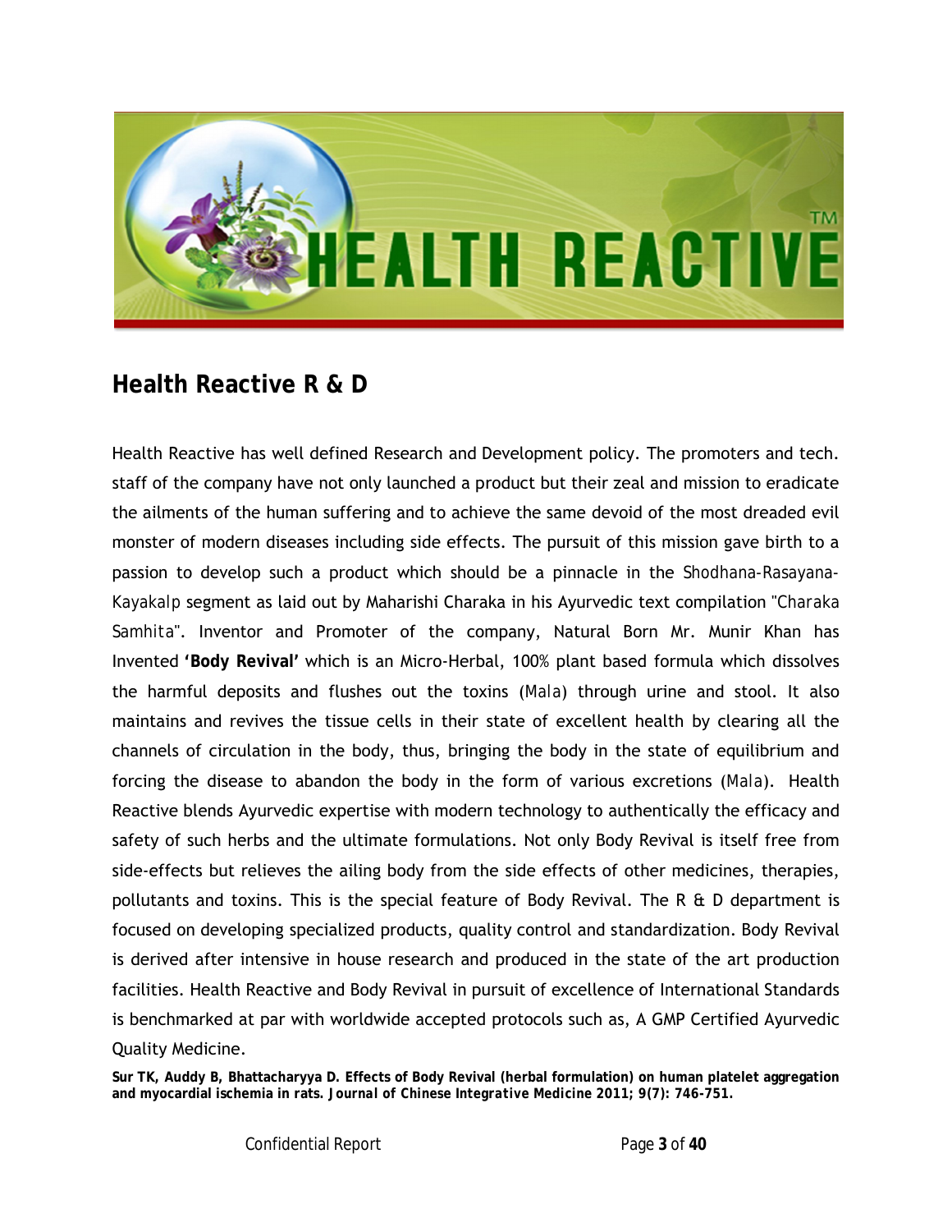# HEALTH REACTIVE™

## Health Reactive R & D

Health Reactive has well defined Research and Development policy. The promoters and tech. staff of the company have not only launched a product but their zeal and mission to eradicate the ailments of the human suffering and to achieve the same devoid of the most dreaded evil monster of modern diseases including side effects. The pursuit of this mission gave birth to a passion to develop such a product which should be a pinnacle in the Shodhana-Rasayana-Kayakalp segment as laid out by Maharishi Charaka in his Ayurvedic text compilation "Charaka Samhita". Inventor and Promoter of the company, Natural Born Mr. Munir Khan has Invented **'Body Revival'** which is an Micro-Herbal, 100% plant based formula which dissolves the harmful deposits and flushes out the toxins (Mala) through urine and stool. It also maintains and revives the tissue cells in their state of excellent health by clearing all the channels of circulation in the body, thus, bringing the body in the state of equilibrium and forcing the disease to abandon the body in the form of various excretions (Mala). Health Reactive blends Ayurvedic expertise with modern technology to authentically the efficacy and safety of such herbs and the ultimate formulations. Not only Body Revival is itself free from side-effects but relieves the ailing body from the side effects of other medicines, therapies, pollutants and toxins. This is the special feature of Body Revival. The R & D department is focused on developing specialized products, quality control and standardization. Body Revival is derived after intensive in house research and produced in the state of the art production facilities. Health Reactive and Body Revival in pursuit of excellence of International Standards is benchmarked at par with worldwide accepted protocols such as, A GMP Certified Ayurvedic Quality Medicine.

**Sur TK, Auddy B, Bhattacharyya D. Effects of Body Revival (herbal formulation) on human platelet aggregation and myocardial ischemia in rats. *Journal of Chinese Integrative Medicine* 2011; 9(7): 746-751.**

Confidential Report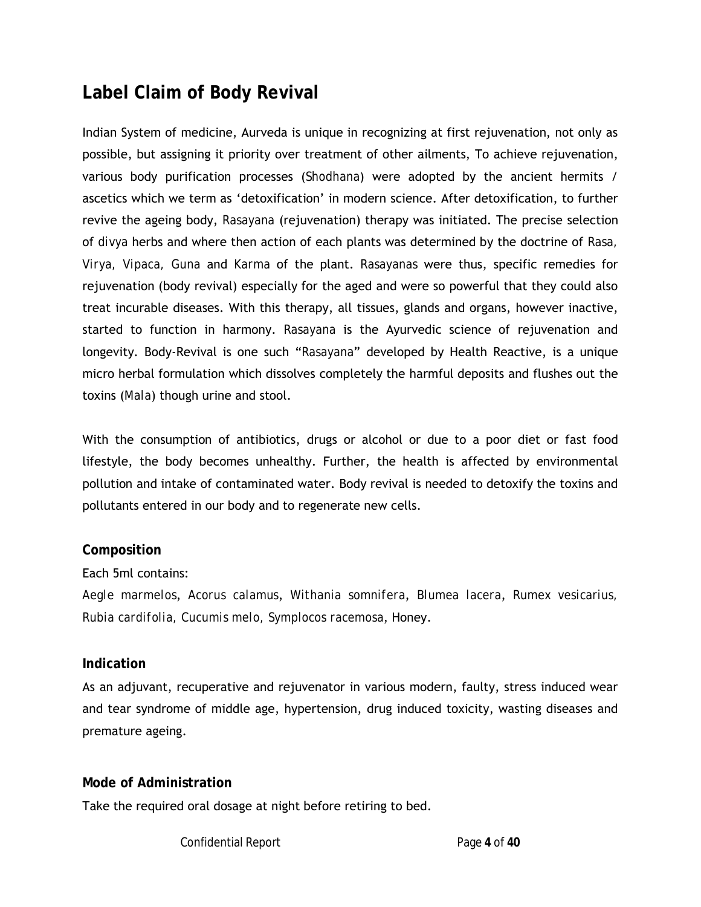## Label Claim of Body Revival

Indian System of medicine, Aurveda is unique in recognizing at first rejuvenation, not only as possible, but assigning it priority over treatment of other ailments, To achieve rejuvenation, various body purification processes (*Shodhana*) were adopted by the ancient hermits / ascetics which we term as 'detoxification' in modern science. After detoxification, to further revive the ageing body, *Rasayana* (rejuvenation) therapy was initiated. The precise selection of *divya* herbs and where then action of each plants was determined by the doctrine of *Rasa, Virya, Vipaca, Guna* and *Karma* of the plant. *Rasayanas* were thus, specific remedies for rejuvenation (body revival) especially for the aged and were so powerful that they could also treat incurable diseases. With this therapy, all tissues, glands and organs, however inactive, started to function in harmony. *Rasayana* is the Ayurvedic science of rejuvenation and longevity. Body-Revival is one such "*Rasayana*" developed by Health Reactive, is a unique micro herbal formulation which dissolves completely the harmful deposits and flushes out the toxins (*Mala*) though urine and stool.

With the consumption of antibiotics, drugs or alcohol or due to a poor diet or fast food lifestyle, the body becomes unhealthy. Further, the health is affected by environmental pollution and intake of contaminated water. Body revival is needed to detoxify the toxins and pollutants entered in our body and to regenerate new cells.

### Composition

Each 5ml contains:

*Aegle marmelos, Acorus calamus, Withania somnifera, Blumea lacera, Rumex vesicarius, Rubia cardifolia, Cucumis melo, Symplocos racemosa*, Honey.

### Indication

As an adjuvant, recuperative and rejuvenator in various modern, faulty, stress induced wear and tear syndrome of middle age, hypertension, drug induced toxicity, wasting diseases and premature ageing.

### Mode of Administration

Take the required oral dosage at night before retiring to bed.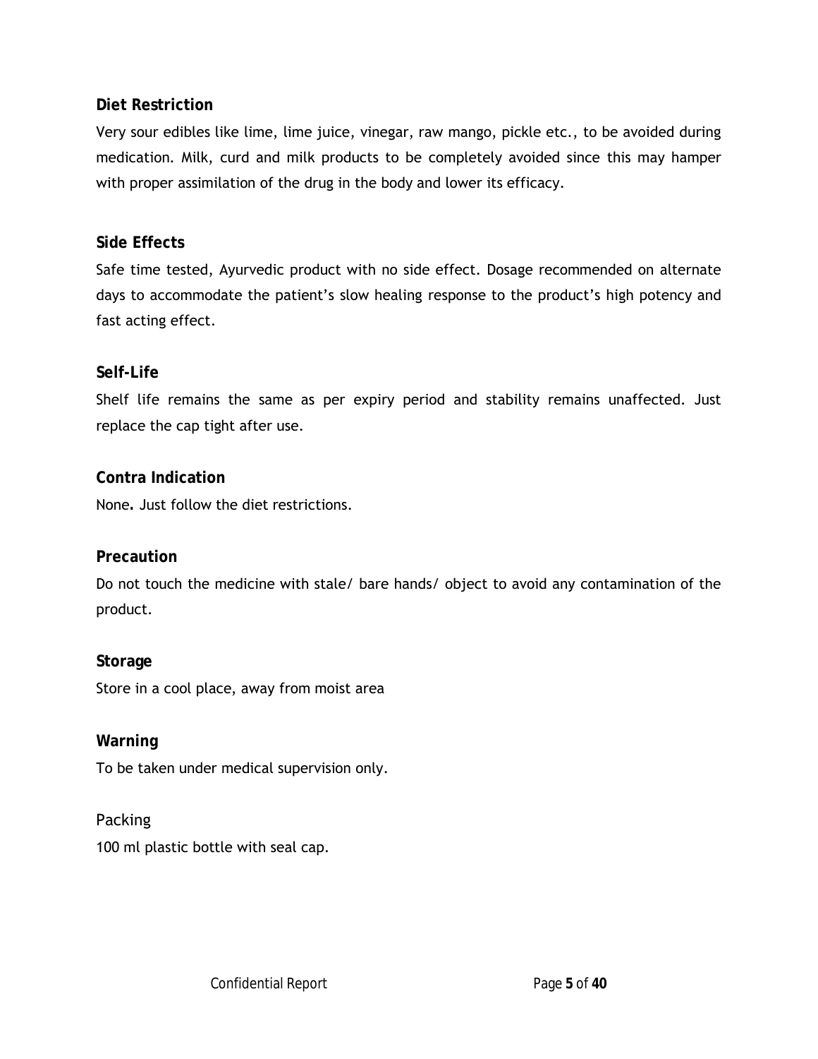**Diet Restriction**

Very sour edibles like lime, lime juice, vinegar, raw mango, pickle etc., to be avoided during medication. Milk, curd and milk products to be completely avoided since this may hamper with proper assimilation of the drug in the body and lower its efficacy.

**Side Effects**

Safe time tested, Ayurvedic product with no side effect. Dosage recommended on alternate days to accommodate the patient's slow healing response to the product's high potency and fast acting effect.

**Self-Life**

Shelf life remains the same as per expiry period and stability remains unaffected. Just replace the cap tight after use.

**Contra Indication**

None**.** Just follow the diet restrictions.

**Precaution**

Do not touch the medicine with stale/ bare hands/ object to avoid any contamination of the product.

**Storage**

Store in a cool place, away from moist area

**Warning**

To be taken under medical supervision only.

Packing

100 ml plastic bottle with seal cap.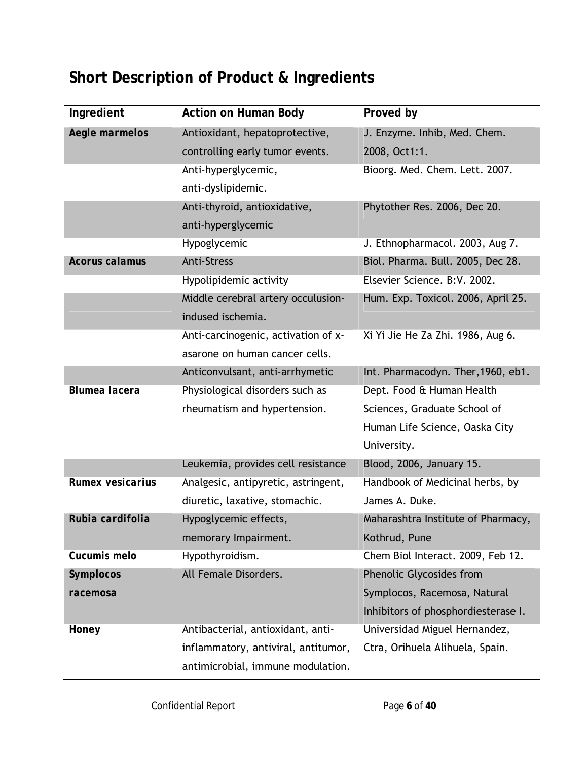## Short Description of Product & Ingredients

| Ingredient | Action on Human Body | Proved by |
|---|---|---|
| ***Aegle marmelos*** | Antioxidant, hepatoprotective, controlling early tumor events. | J. Enzyme. Inhib, Med. Chem. 2008, Oct1:1. |
| | Anti-hyperglycemic, anti-dyslipidemic. | Bioorg. Med. Chem. Lett. 2007. |
| | Anti-thyroid, antioxidative, anti-hyperglycemic | Phytother Res. 2006, Dec 20. |
| | Hypoglycemic | J. Ethnopharmacol. 2003, Aug 7. |
| ***Acorus calamus*** | Anti-Stress | Biol. Pharma. Bull. 2005, Dec 28. |
| | Hypolipidemic activity | Elsevier Science. B:V. 2002. |
| | Middle cerebral artery occulusion-indused ischemia. | Hum. Exp. Toxicol. 2006, April 25. |
| | Anti-carcinogenic, activation of x-asarone on human cancer cells. | Xi Yi Jie He Za Zhi. 1986, Aug 6. |
| | Anticonvulsant, anti-arrhymetic | Int. Pharmacodyn. Ther,1960, eb1. |
| **Blumea lacera** | Physiological disorders such as rheumatism and hypertension. | Dept. Food & Human Health Sciences, Graduate School of Human Life Science, Oaska City University. |
| | Leukemia, provides cell resistance | Blood, 2006, January 15. |
| ***Rumex vesicarius*** | Analgesic, antipyretic, astringent, diuretic, laxative, stomachic. | Handbook of Medicinal herbs, by James A. Duke. |
| ***Rubia cardifolia*** | Hypoglycemic effects, memorary Impairment. | Maharashtra Institute of Pharmacy, Kothrud, Pune |
| **Cucumis melo** | Hypothyroidism. | Chem Biol Interact. 2009, Feb 12. |
| ***Symplocos racemosa*** | All Female Disorders. | Phenolic Glycosides from Symplocos, Racemosa, Natural Inhibitors of phosphordiesterase I. |
| **Honey** | Antibacterial, antioxidant, anti-inflammatory, antiviral, antitumor, antimicrobial, immune modulation. | Universidad Miguel Hernandez, Ctra, Orihuela Alihuela, Spain. |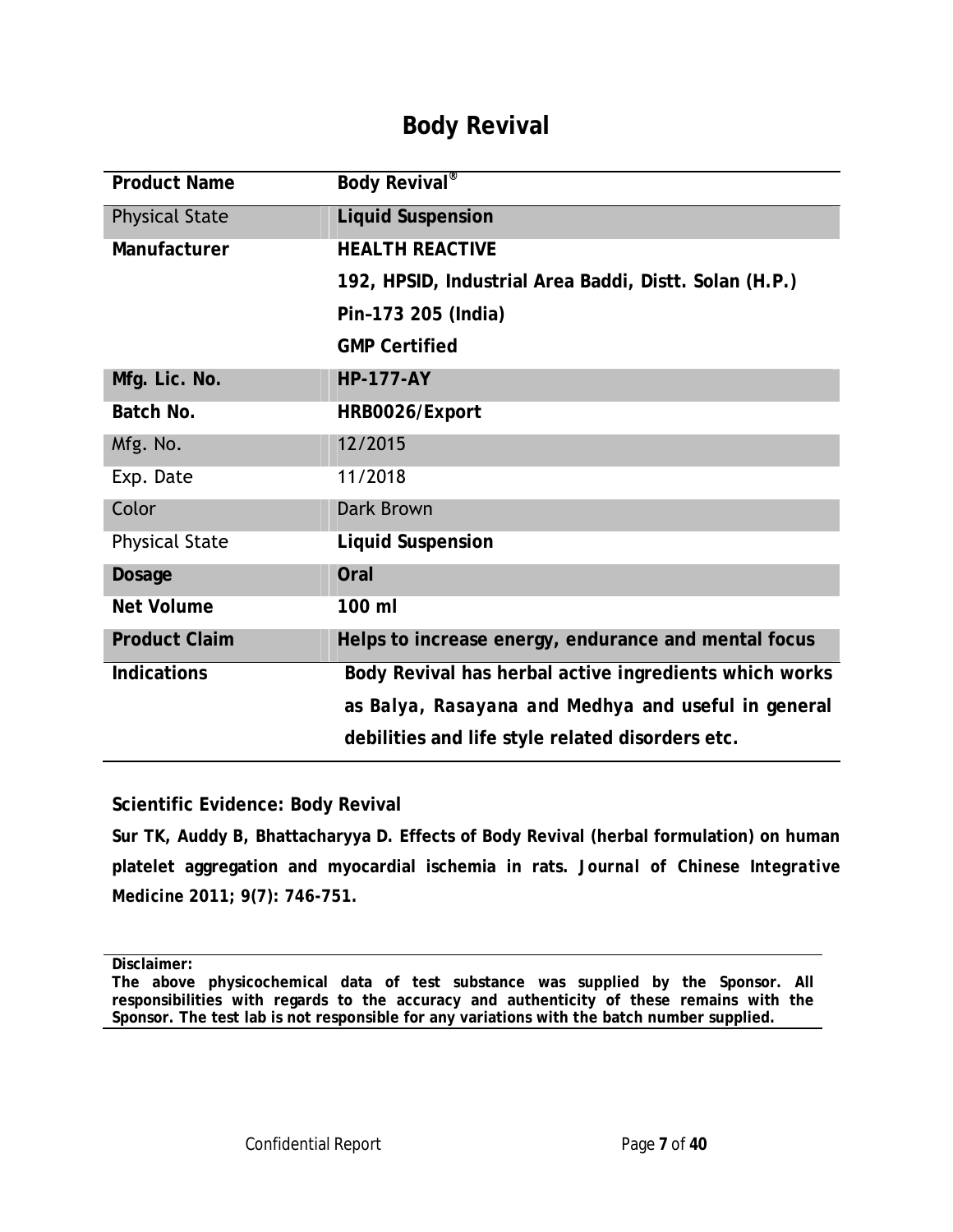# Body Revival

| Product Name | Body Revival® |
|---|---|
| Physical State | **Liquid Suspension** |
| **Manufacturer** | **HEALTH REACTIVE**<br>**192, HPSID, Industrial Area Baddi, Distt. Solan (H.P.)**<br>**Pin–173 205 (India)**<br>**GMP Certified** |
| **Mfg. Lic. No.** | **HP-177-AY** |
| **Batch No.** | **HRB0026/Export** |
| Mfg. No. | 12/2015 |
| Exp. Date | 11/2018 |
| Color | Dark Brown |
| Physical State | **Liquid Suspension** |
| **Dosage** | **Oral** |
| **Net Volume** | **100 ml** |
| **Product Claim** | **Helps to increase energy, endurance and mental focus** |
| **Indications** | **Body Revival has herbal active ingredients which works as *Balya, Rasayana and Medhya* and useful in general debilities and life style related disorders etc.** |

**Scientific Evidence: Body Revival**

**Sur TK, Auddy B, Bhattacharyya D. Effects of Body Revival (herbal formulation) on human platelet aggregation and myocardial ischemia in rats. *Journal of Chinese Integrative Medicine* 2011; 9(7): 746-751.**

**Disclaimer:**
**The above physicochemical data of test substance was supplied by the Sponsor. All responsibilities with regards to the accuracy and authenticity of these remains with the Sponsor. The test lab is not responsible for any variations with the batch number supplied.**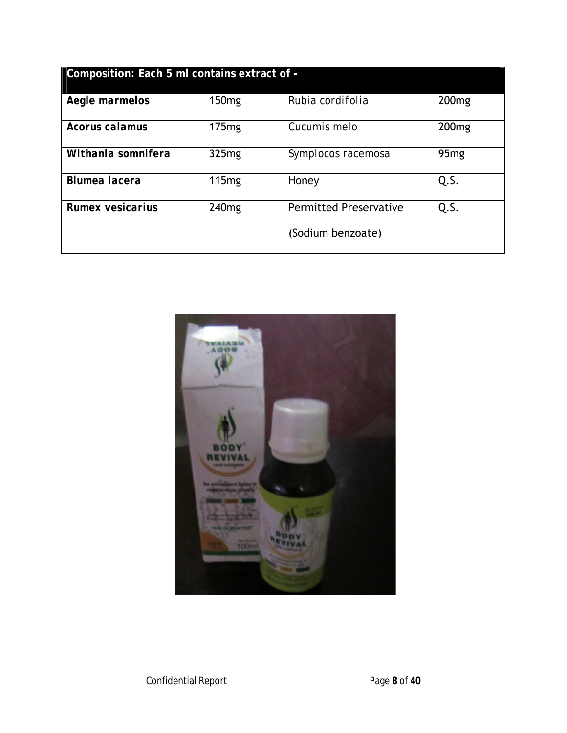| Composition: Each 5 ml contains extract of - | | | |
|---|---|---|---|
| **Aegle marmelos** | 150mg | Rubia cordifolia | 200mg |
| **Acorus calamus** | 175mg | Cucumis melo | 200mg |
| **Withania somnifera** | 325mg | Symplocos racemosa | 95mg |
| **Blumea lacera** | 115mg | Honey | Q.S. |
| **Rumex vesicarius** | 240mg | Permitted Preservative (Sodium benzoate) | Q.S. |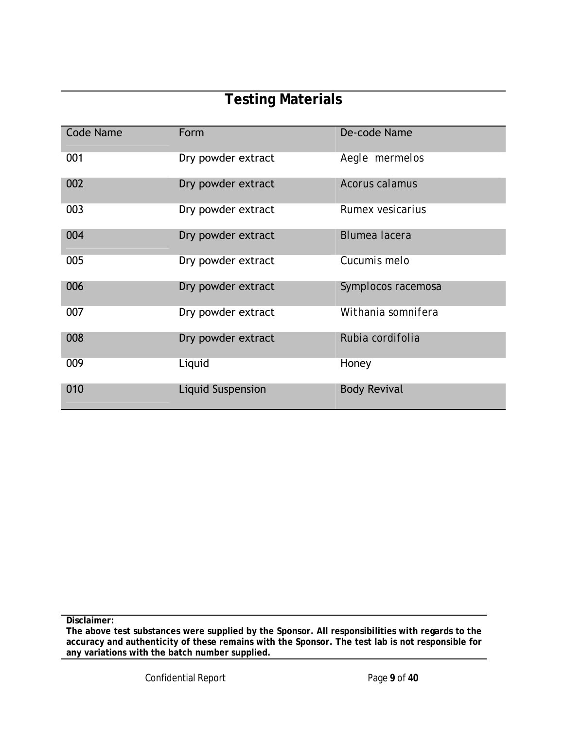# Testing Materials

| Code Name | Form | De-code Name |
|---|---|---|
| 001 | Dry powder extract | Aegle mermelos |
| 002 | Dry powder extract | Acorus calamus |
| 003 | Dry powder extract | Rumex vesicarius |
| 004 | Dry powder extract | Blumea lacera |
| 005 | Dry powder extract | Cucumis melo |
| 006 | Dry powder extract | Symplocos racemosa |
| 007 | Dry powder extract | Withania somnifera |
| 008 | Dry powder extract | Rubia cordifolia |
| 009 | Liquid | Honey |
| 010 | Liquid Suspension | Body Revival |

**Disclaimer:**
**The above test substances were supplied by the Sponsor. All responsibilities with regards to the accuracy and authenticity of these remains with the Sponsor. The test lab is not responsible for any variations with the batch number supplied.**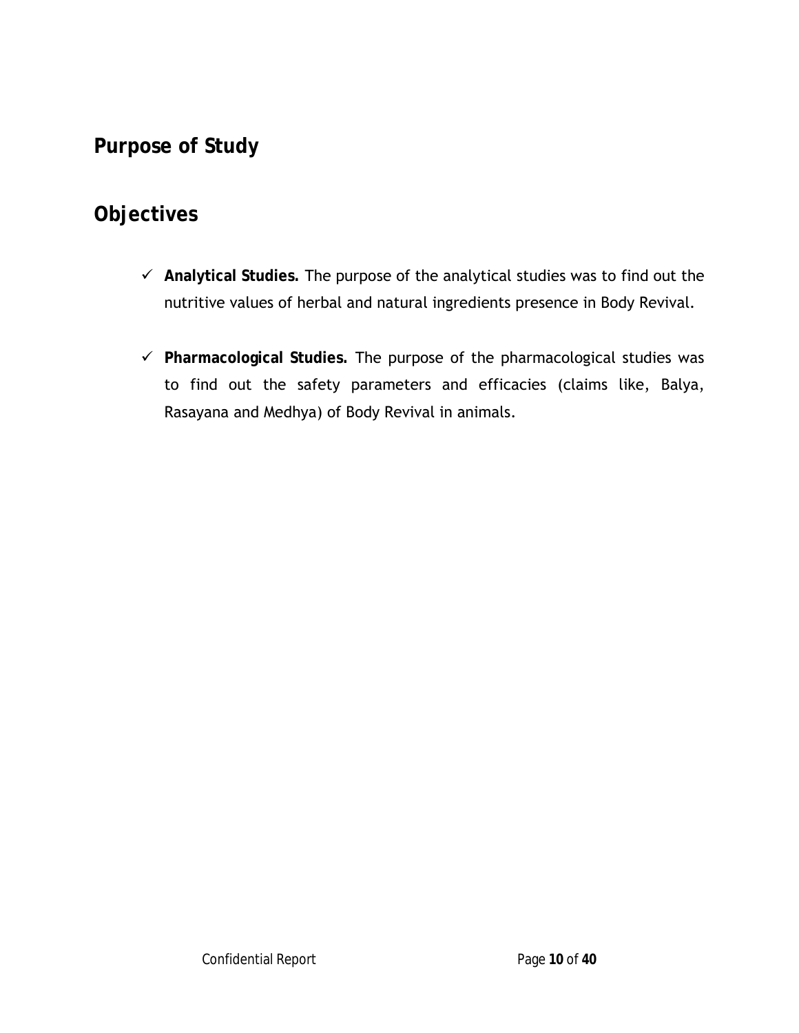## Purpose of Study

## Objectives

- ✓ **Analytical Studies.** The purpose of the analytical studies was to find out the nutritive values of herbal and natural ingredients presence in Body Revival.

- ✓ **Pharmacological Studies.** The purpose of the pharmacological studies was to find out the safety parameters and efficacies (claims like, Balya, Rasayana and Medhya) of Body Revival in animals.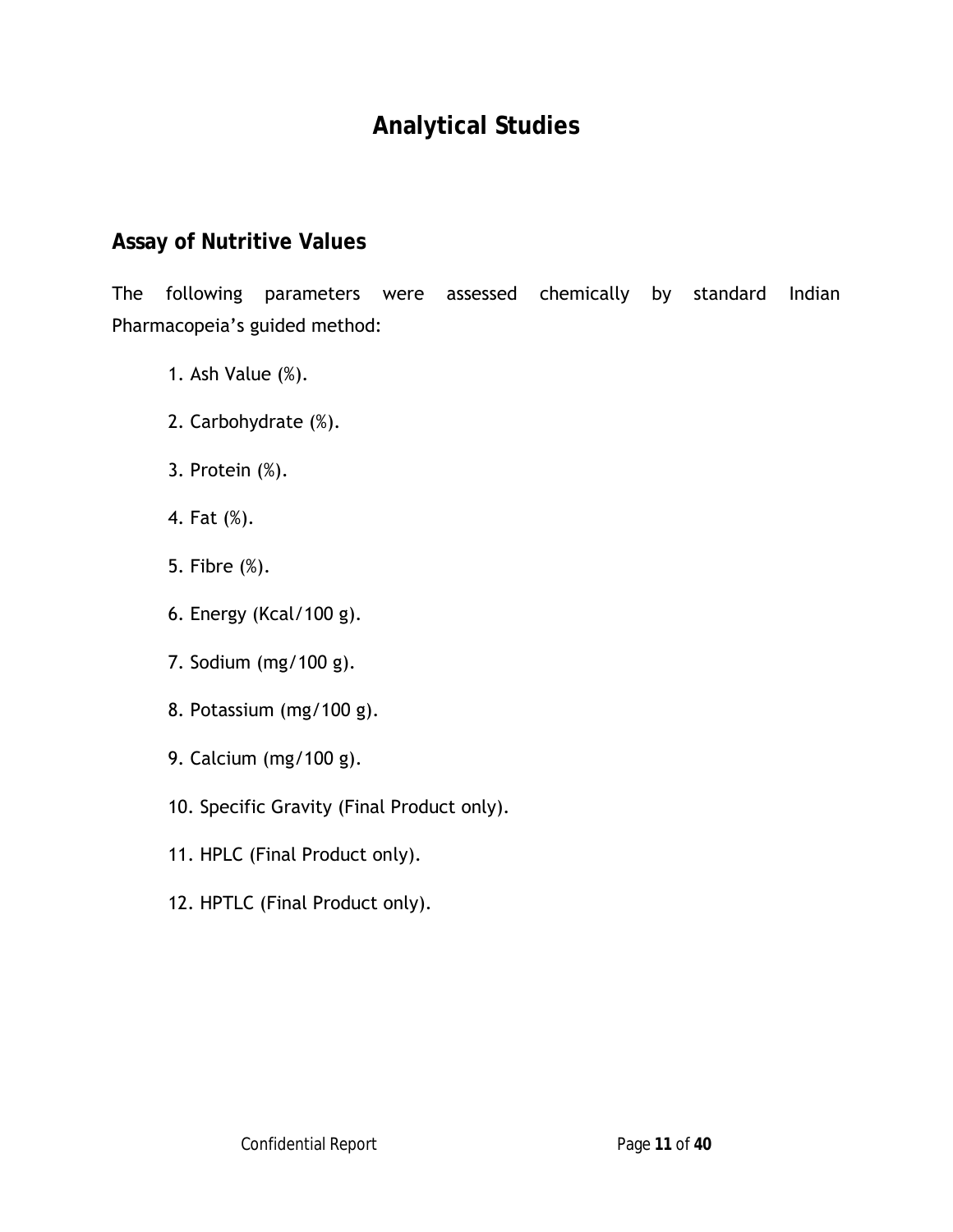# Analytical Studies

## Assay of Nutritive Values

The following parameters were assessed chemically by standard Indian Pharmacopeia's guided method:

1. Ash Value (%).
2. Carbohydrate (%).
3. Protein (%).
4. Fat (%).
5. Fibre (%).
6. Energy (Kcal/100 g).
7. Sodium (mg/100 g).
8. Potassium (mg/100 g).
9. Calcium (mg/100 g).
10. Specific Gravity (Final Product only).
11. HPLC (Final Product only).
12. HPTLC (Final Product only).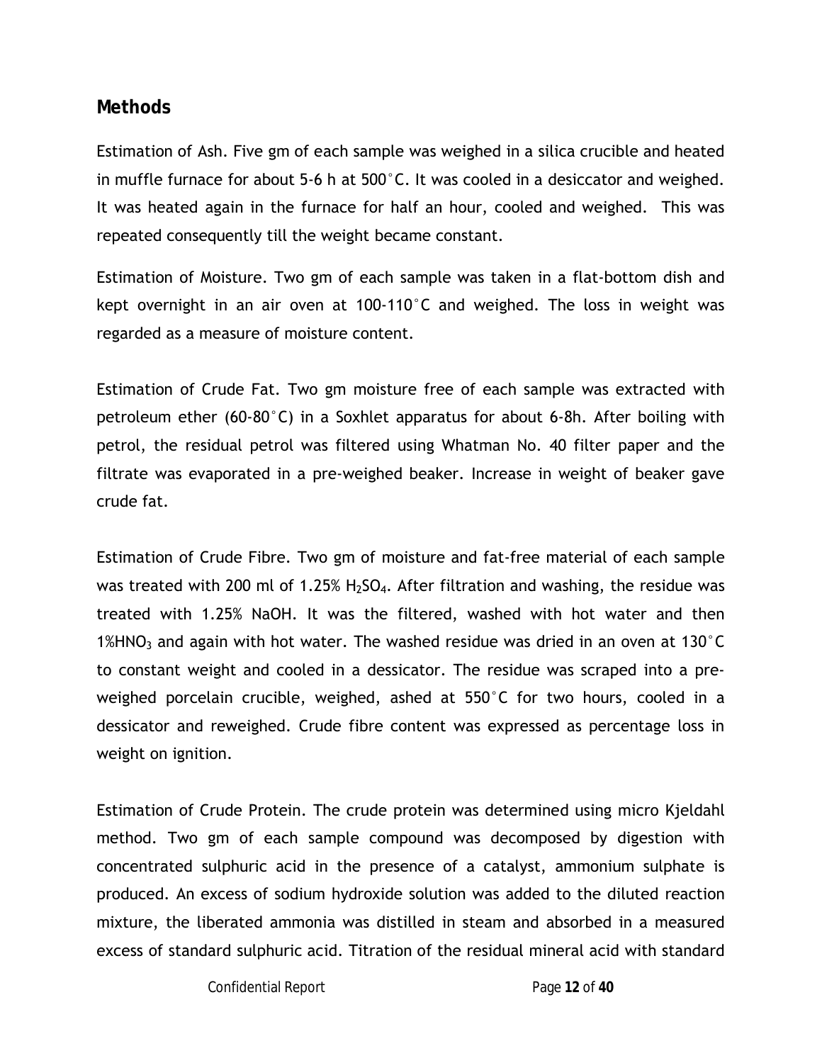## Methods

Estimation of Ash. Five gm of each sample was weighed in a silica crucible and heated in muffle furnace for about 5-6 h at 500°C. It was cooled in a desiccator and weighed. It was heated again in the furnace for half an hour, cooled and weighed. This was repeated consequently till the weight became constant.

Estimation of Moisture. Two gm of each sample was taken in a flat-bottom dish and kept overnight in an air oven at 100-110°C and weighed. The loss in weight was regarded as a measure of moisture content.

Estimation of Crude Fat. Two gm moisture free of each sample was extracted with petroleum ether (60-80°C) in a Soxhlet apparatus for about 6-8h. After boiling with petrol, the residual petrol was filtered using Whatman No. 40 filter paper and the filtrate was evaporated in a pre-weighed beaker. Increase in weight of beaker gave crude fat.

Estimation of Crude Fibre. Two gm of moisture and fat-free material of each sample was treated with 200 ml of 1.25% $H_2SO_4$. After filtration and washing, the residue was treated with 1.25% NaOH. It was the filtered, washed with hot water and then 1%$HNO_3$ and again with hot water. The washed residue was dried in an oven at 130°C to constant weight and cooled in a dessicator. The residue was scraped into a pre-weighed porcelain crucible, weighed, ashed at 550°C for two hours, cooled in a dessicator and reweighed. Crude fibre content was expressed as percentage loss in weight on ignition.

Estimation of Crude Protein. The crude protein was determined using micro Kjeldahl method. Two gm of each sample compound was decomposed by digestion with concentrated sulphuric acid in the presence of a catalyst, ammonium sulphate is produced. An excess of sodium hydroxide solution was added to the diluted reaction mixture, the liberated ammonia was distilled in steam and absorbed in a measured excess of standard sulphuric acid. Titration of the residual mineral acid with standard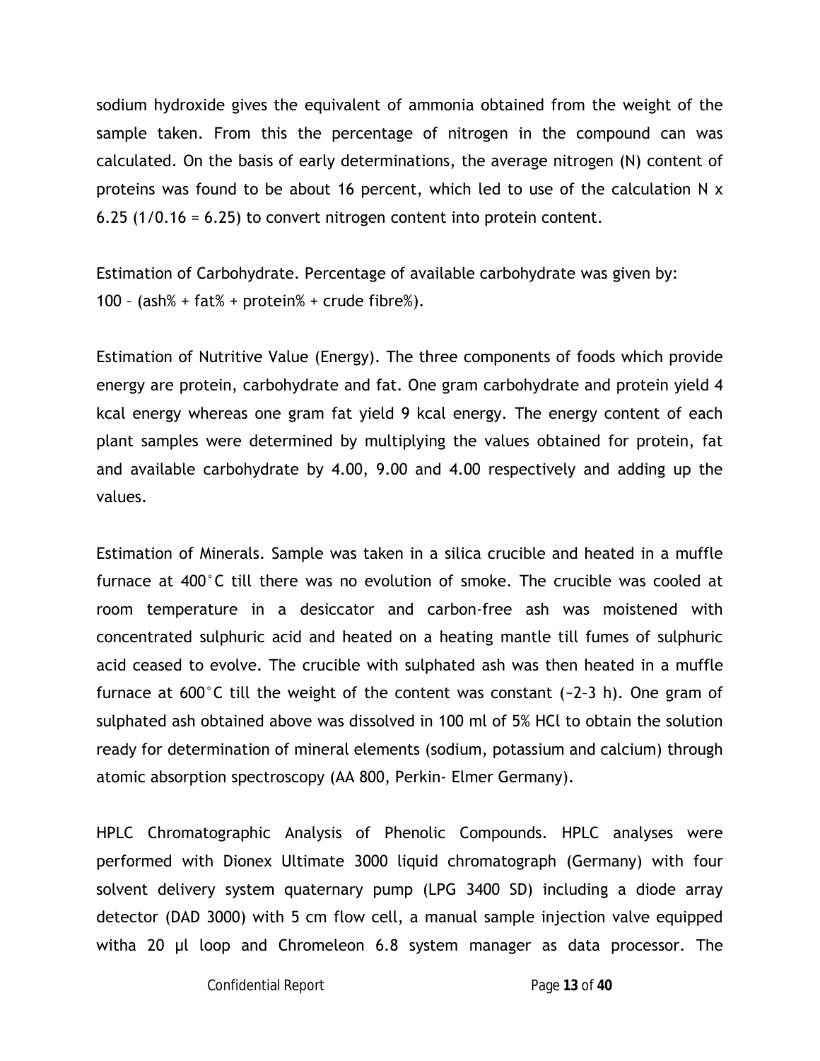sodium hydroxide gives the equivalent of ammonia obtained from the weight of the sample taken. From this the percentage of nitrogen in the compound can was calculated. On the basis of early determinations, the average nitrogen (N) content of proteins was found to be about 16 percent, which led to use of the calculation N x 6.25 (1/0.16 = 6.25) to convert nitrogen content into protein content.

Estimation of Carbohydrate. Percentage of available carbohydrate was given by: 100 – (ash% + fat% + protein% + crude fibre%).

Estimation of Nutritive Value (Energy). The three components of foods which provide energy are protein, carbohydrate and fat. One gram carbohydrate and protein yield 4 kcal energy whereas one gram fat yield 9 kcal energy. The energy content of each plant samples were determined by multiplying the values obtained for protein, fat and available carbohydrate by 4.00, 9.00 and 4.00 respectively and adding up the values.

Estimation of Minerals. Sample was taken in a silica crucible and heated in a muffle furnace at 400°C till there was no evolution of smoke. The crucible was cooled at room temperature in a desiccator and carbon-free ash was moistened with concentrated sulphuric acid and heated on a heating mantle till fumes of sulphuric acid ceased to evolve. The crucible with sulphated ash was then heated in a muffle furnace at 600°C till the weight of the content was constant (~2–3 h). One gram of sulphated ash obtained above was dissolved in 100 ml of 5% HCl to obtain the solution ready for determination of mineral elements (sodium, potassium and calcium) through atomic absorption spectroscopy (AA 800, Perkin- Elmer Germany).

HPLC Chromatographic Analysis of Phenolic Compounds. HPLC analyses were performed with Dionex Ultimate 3000 liquid chromatograph (Germany) with four solvent delivery system quaternary pump (LPG 3400 SD) including a diode array detector (DAD 3000) with 5 cm flow cell, a manual sample injection valve equipped witha 20 µl loop and Chromeleon 6.8 system manager as data processor. The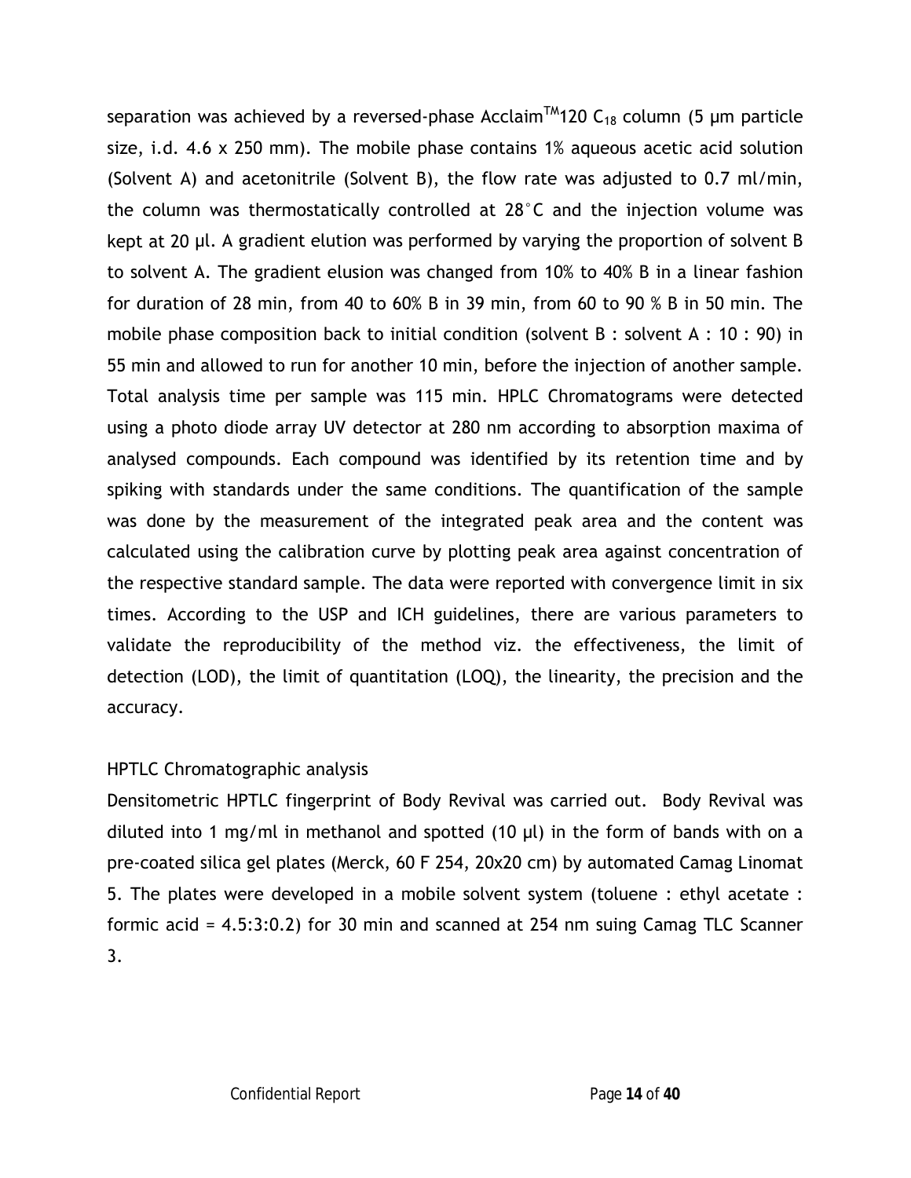separation was achieved by a reversed-phase Acclaim™120 $C_{18}$ column (5 μm particle size, i.d. 4.6 x 250 mm). The mobile phase contains 1% aqueous acetic acid solution (Solvent A) and acetonitrile (Solvent B), the flow rate was adjusted to 0.7 ml/min, the column was thermostatically controlled at 28°C and the injection volume was kept at 20 μl. A gradient elution was performed by varying the proportion of solvent B to solvent A. The gradient elusion was changed from 10% to 40% B in a linear fashion for duration of 28 min, from 40 to 60% B in 39 min, from 60 to 90 % B in 50 min. The mobile phase composition back to initial condition (solvent B : solvent A : 10 : 90) in 55 min and allowed to run for another 10 min, before the injection of another sample. Total analysis time per sample was 115 min. HPLC Chromatograms were detected using a photo diode array UV detector at 280 nm according to absorption maxima of analysed compounds. Each compound was identified by its retention time and by spiking with standards under the same conditions. The quantification of the sample was done by the measurement of the integrated peak area and the content was calculated using the calibration curve by plotting peak area against concentration of the respective standard sample. The data were reported with convergence limit in six times. According to the USP and ICH guidelines, there are various parameters to validate the reproducibility of the method viz. the effectiveness, the limit of detection (LOD), the limit of quantitation (LOQ), the linearity, the precision and the accuracy.

HPTLC Chromatographic analysis

Densitometric HPTLC fingerprint of Body Revival was carried out. Body Revival was diluted into 1 mg/ml in methanol and spotted (10 μl) in the form of bands with on a pre-coated silica gel plates (Merck, 60 F 254, 20x20 cm) by automated Camag Linomat 5. The plates were developed in a mobile solvent system (toluene : ethyl acetate : formic acid = 4.5:3:0.2) for 30 min and scanned at 254 nm suing Camag TLC Scanner 3.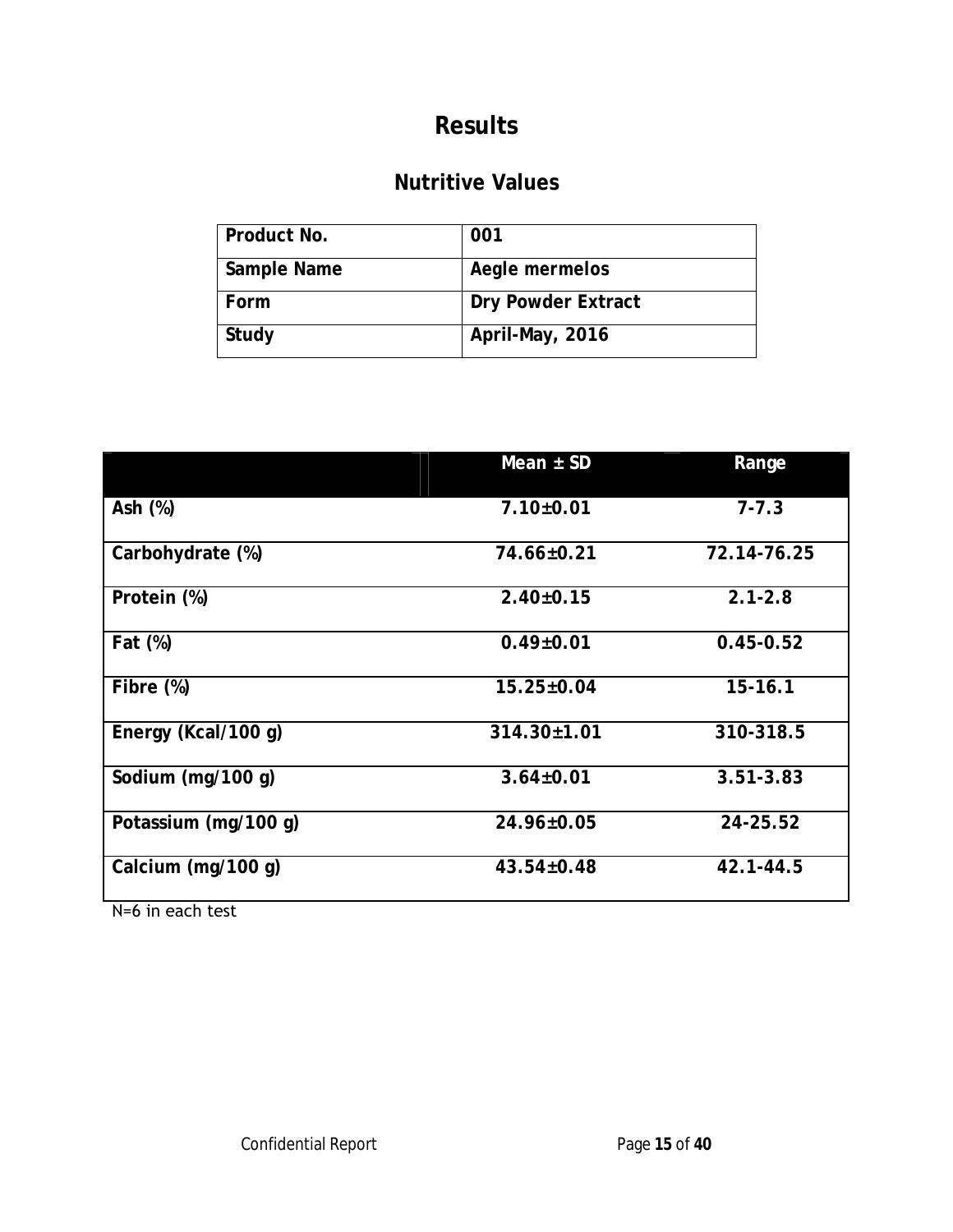# Results

## Nutritive Values

| Product No. | 001 |
|---|---|
| Sample Name | Aegle mermelos |
| Form | Dry Powder Extract |
| Study | April-May, 2016 |

| | Mean ± SD | Range |
|---|---|---|
| Ash (%) | 7.10±0.01 | 7-7.3 |
| Carbohydrate (%) | 74.66±0.21 | 72.14-76.25 |
| Protein (%) | 2.40±0.15 | 2.1-2.8 |
| Fat (%) | 0.49±0.01 | 0.45-0.52 |
| Fibre (%) | 15.25±0.04 | 15-16.1 |
| Energy (Kcal/100 g) | 314.30±1.01 | 310-318.5 |
| Sodium (mg/100 g) | 3.64±0.01 | 3.51-3.83 |
| Potassium (mg/100 g) | 24.96±0.05 | 24-25.52 |
| Calcium (mg/100 g) | 43.54±0.48 | 42.1-44.5 |

N=6 in each test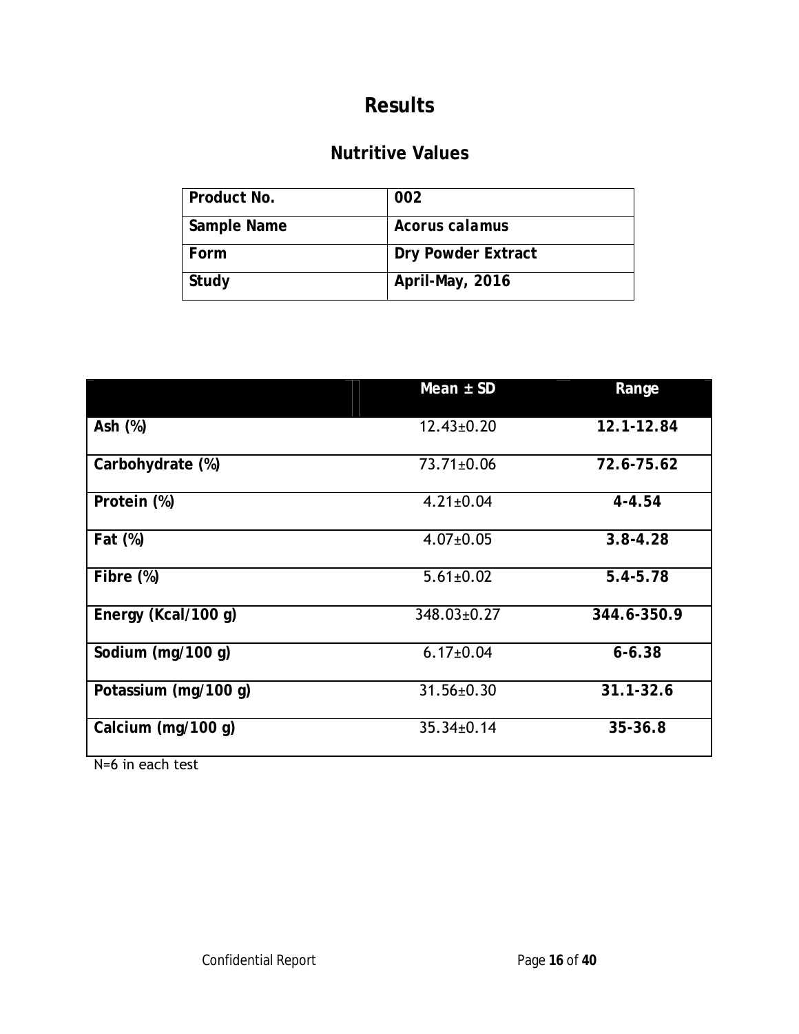# Results

## Nutritive Values

| Product No. | 002 |
| --- | --- |
| Sample Name | *Acorus calamus* |
| Form | Dry Powder Extract |
| Study | April-May, 2016 |

| | Mean ± SD | Range |
| --- | --- | --- |
| Ash (%) | 12.43±0.20 | **12.1-12.84** |
| Carbohydrate (%) | 73.71±0.06 | **72.6-75.62** |
| Protein (%) | 4.21±0.04 | **4-4.54** |
| Fat (%) | 4.07±0.05 | **3.8-4.28** |
| Fibre (%) | 5.61±0.02 | **5.4-5.78** |
| Energy (Kcal/100 g) | 348.03±0.27 | **344.6-350.9** |
| Sodium (mg/100 g) | 6.17±0.04 | **6-6.38** |
| Potassium (mg/100 g) | 31.56±0.30 | **31.1-32.6** |
| Calcium (mg/100 g) | 35.34±0.14 | **35-36.8** |

N=6 in each test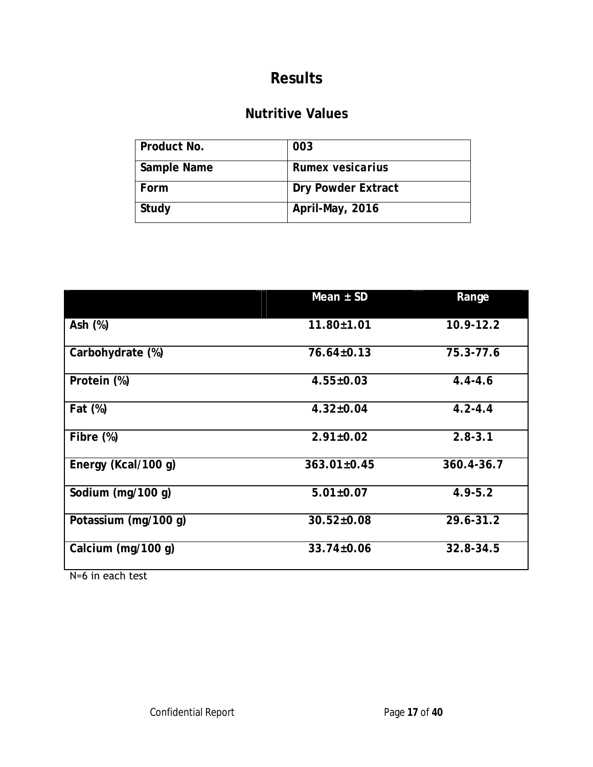# Results

## Nutritive Values

| Product No. | 003 |
| --- | --- |
| Sample Name | *Rumex vesicarius* |
| Form | Dry Powder Extract |
| Study | April-May, 2016 |

| | Mean ± SD | Range |
| --- | --- | --- |
| Ash (%) | 11.80±1.01 | 10.9-12.2 |
| Carbohydrate (%) | 76.64±0.13 | 75.3-77.6 |
| Protein (%) | 4.55±0.03 | 4.4-4.6 |
| Fat (%) | 4.32±0.04 | 4.2-4.4 |
| Fibre (%) | 2.91±0.02 | 2.8-3.1 |
| Energy (Kcal/100 g) | 363.01±0.45 | 360.4-36.7 |
| Sodium (mg/100 g) | 5.01±0.07 | 4.9-5.2 |
| Potassium (mg/100 g) | 30.52±0.08 | 29.6-31.2 |
| Calcium (mg/100 g) | 33.74±0.06 | 32.8-34.5 |

N=6 in each test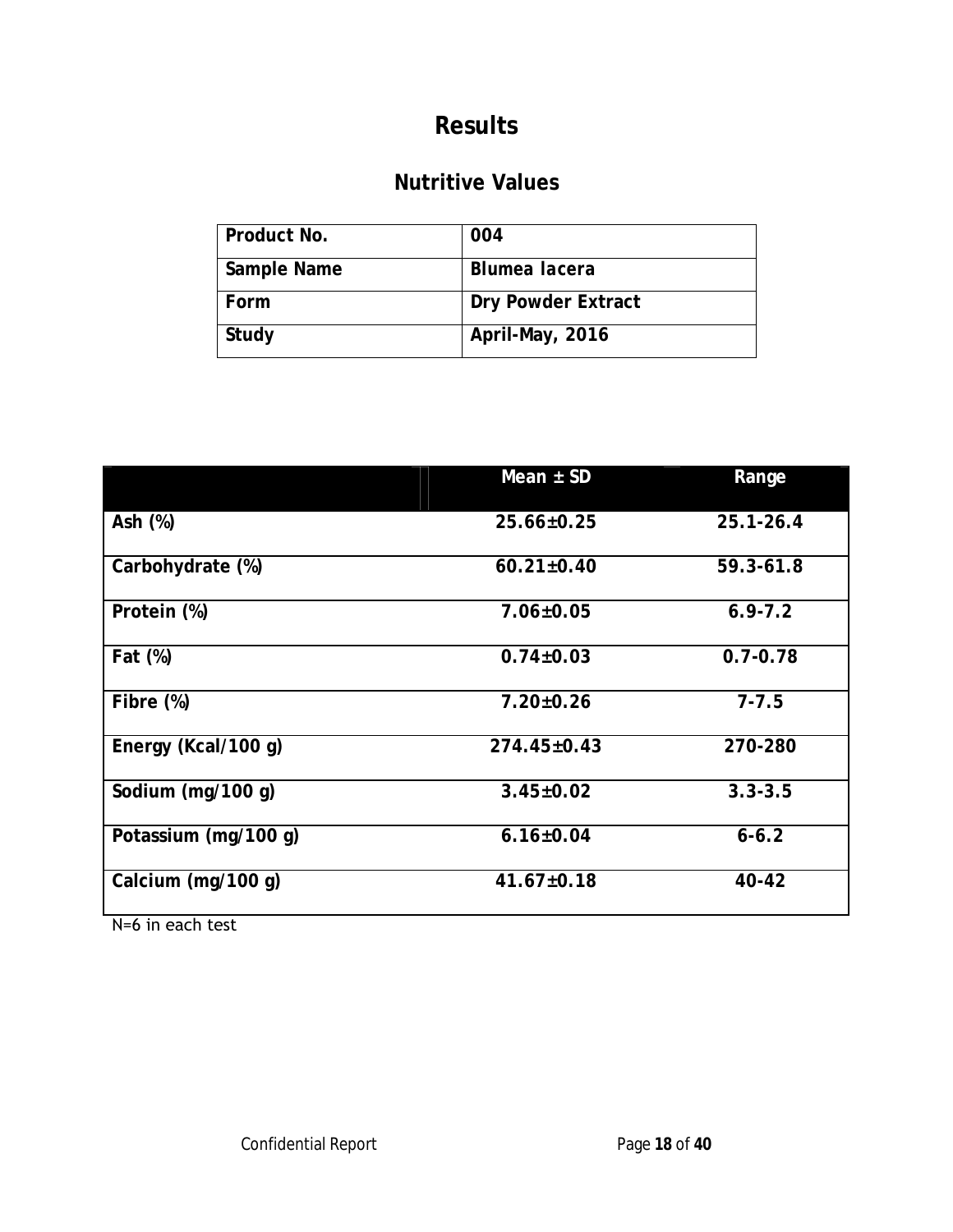# Results

## Nutritive Values

| Product No. | 004 |
|---|---|
| Sample Name | Blumea lacera |
| Form | Dry Powder Extract |
| Study | April-May, 2016 |

| | Mean ± SD | Range |
|---|---|---|
| Ash (%) | 25.66±0.25 | 25.1-26.4 |
| Carbohydrate (%) | 60.21±0.40 | 59.3-61.8 |
| Protein (%) | 7.06±0.05 | 6.9-7.2 |
| Fat (%) | 0.74±0.03 | 0.7-0.78 |
| Fibre (%) | 7.20±0.26 | 7-7.5 |
| Energy (Kcal/100 g) | 274.45±0.43 | 270-280 |
| Sodium (mg/100 g) | 3.45±0.02 | 3.3-3.5 |
| Potassium (mg/100 g) | 6.16±0.04 | 6-6.2 |
| Calcium (mg/100 g) | 41.67±0.18 | 40-42 |

N=6 in each test

Confidential Report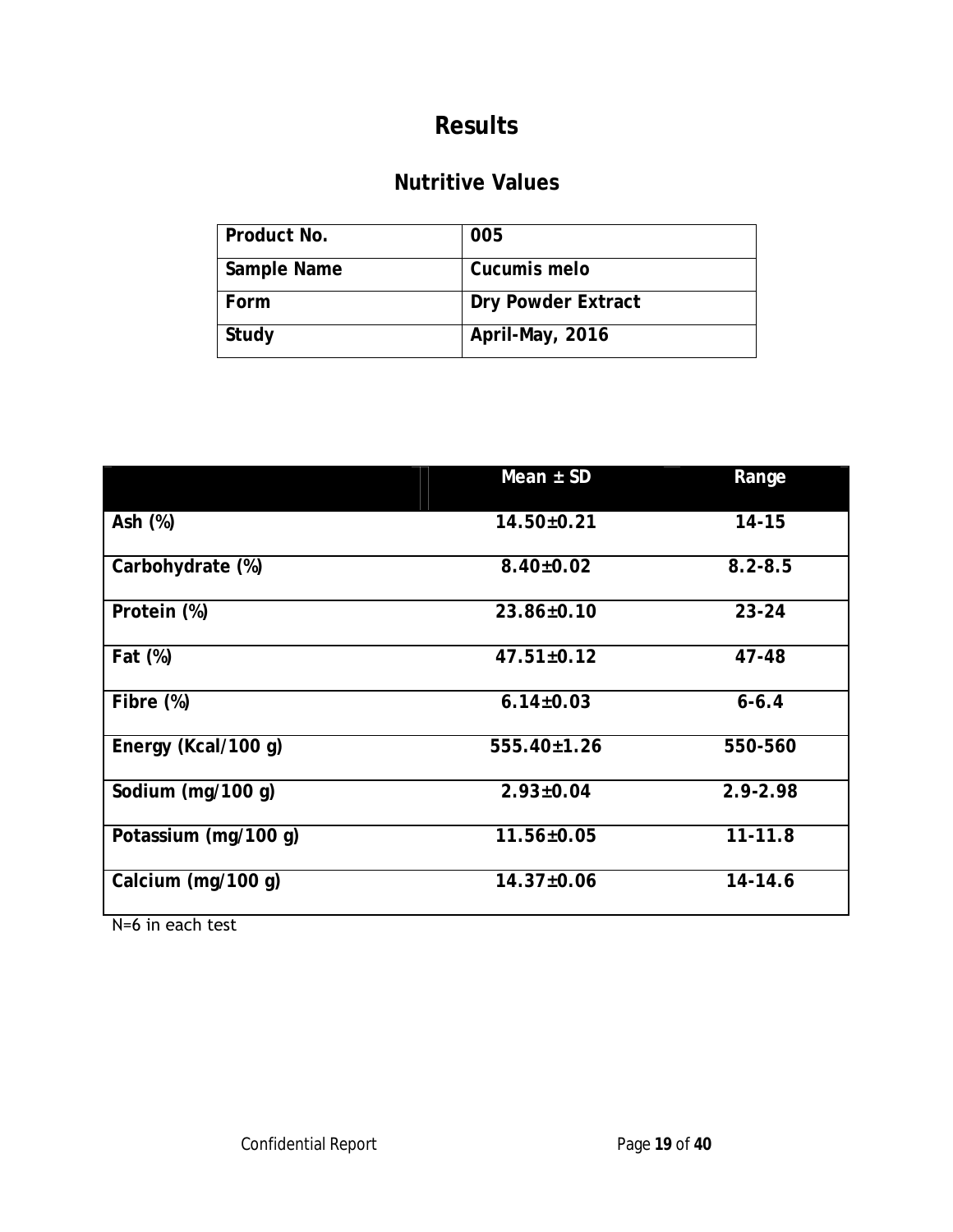# Results

## Nutritive Values

| Product No. | 005 |
|---|---|
| Sample Name | Cucumis melo |
| Form | Dry Powder Extract |
| Study | April-May, 2016 |

| | Mean ± SD | Range |
|---|---|---|
| Ash (%) | 14.50±0.21 | 14-15 |
| Carbohydrate (%) | 8.40±0.02 | 8.2-8.5 |
| Protein (%) | 23.86±0.10 | 23-24 |
| Fat (%) | 47.51±0.12 | 47-48 |
| Fibre (%) | 6.14±0.03 | 6-6.4 |
| Energy (Kcal/100 g) | 555.40±1.26 | 550-560 |
| Sodium (mg/100 g) | 2.93±0.04 | 2.9-2.98 |
| Potassium (mg/100 g) | 11.56±0.05 | 11-11.8 |
| Calcium (mg/100 g) | 14.37±0.06 | 14-14.6 |

N=6 in each test

Confidential Report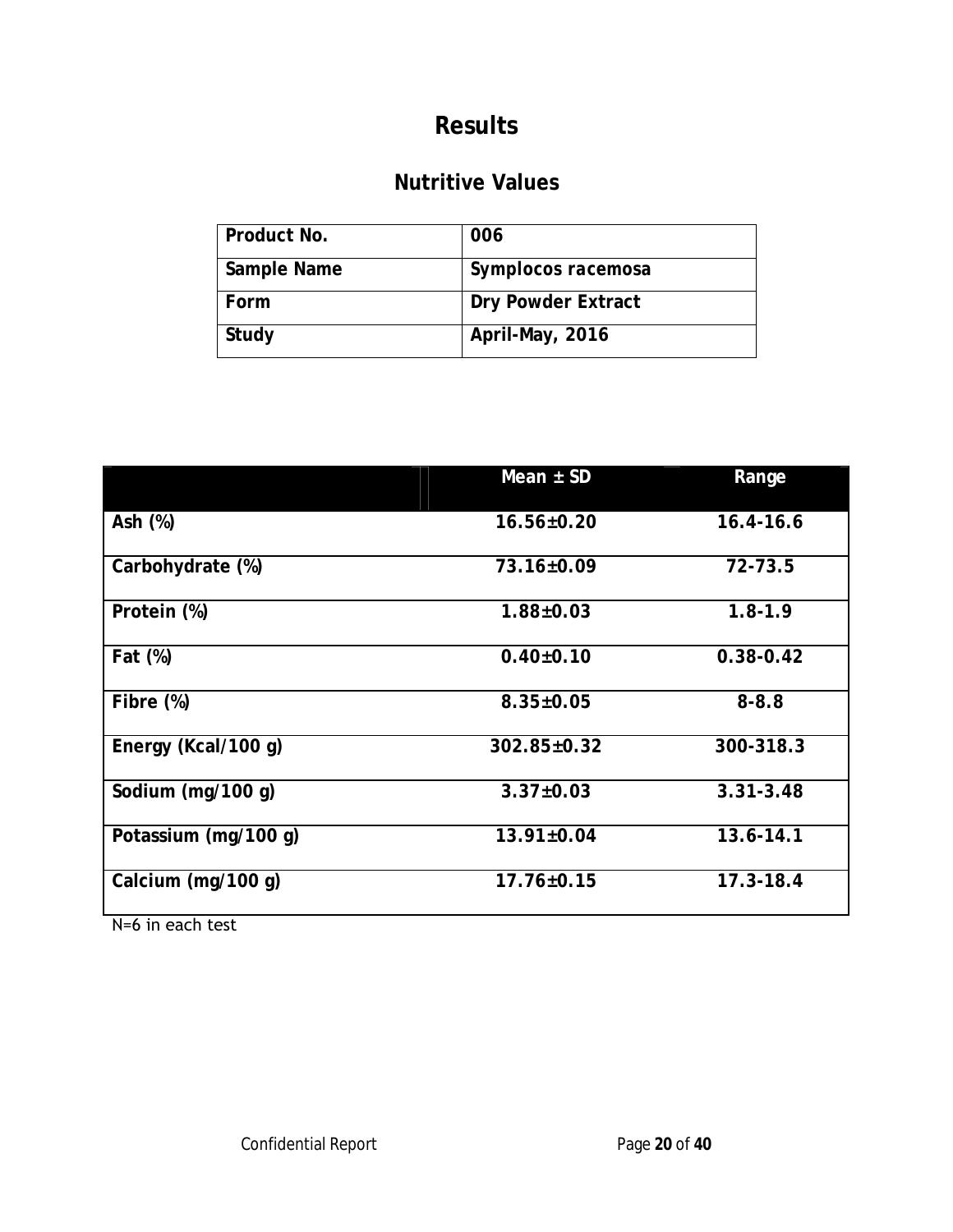# Results

## Nutritive Values

| Product No. | 006 |
|---|---|
| Sample Name | *Symplocos racemosa* |
| Form | Dry Powder Extract |
| Study | April-May, 2016 |

| | Mean ± SD | Range |
|---|---|---|
| Ash (%) | 16.56±0.20 | 16.4-16.6 |
| Carbohydrate (%) | 73.16±0.09 | 72-73.5 |
| Protein (%) | 1.88±0.03 | 1.8-1.9 |
| Fat (%) | 0.40±0.10 | 0.38-0.42 |
| Fibre (%) | 8.35±0.05 | 8-8.8 |
| Energy (Kcal/100 g) | 302.85±0.32 | 300-318.3 |
| Sodium (mg/100 g) | 3.37±0.03 | 3.31-3.48 |
| Potassium (mg/100 g) | 13.91±0.04 | 13.6-14.1 |
| Calcium (mg/100 g) | 17.76±0.15 | 17.3-18.4 |

N=6 in each test

Confidential Report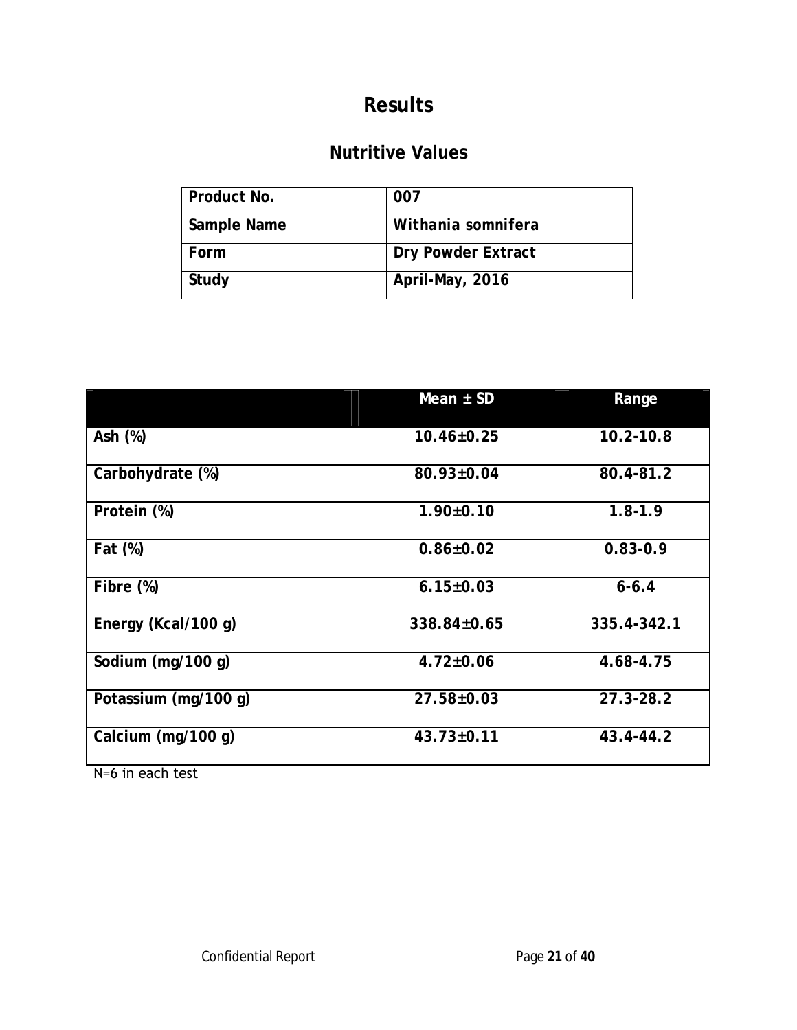# Results

## Nutritive Values

| Product No. | 007 |
|---|---|
| Sample Name | *Withania somnifera* |
| Form | Dry Powder Extract |
| Study | April-May, 2016 |

| | Mean ± SD | Range |
|---|---|---|
| Ash (%) | 10.46±0.25 | 10.2-10.8 |
| Carbohydrate (%) | 80.93±0.04 | 80.4-81.2 |
| Protein (%) | 1.90±0.10 | 1.8-1.9 |
| Fat (%) | 0.86±0.02 | 0.83-0.9 |
| Fibre (%) | 6.15±0.03 | 6-6.4 |
| Energy (Kcal/100 g) | 338.84±0.65 | 335.4-342.1 |
| Sodium (mg/100 g) | 4.72±0.06 | 4.68-4.75 |
| Potassium (mg/100 g) | 27.58±0.03 | 27.3-28.2 |
| Calcium (mg/100 g) | 43.73±0.11 | 43.4-44.2 |

N=6 in each test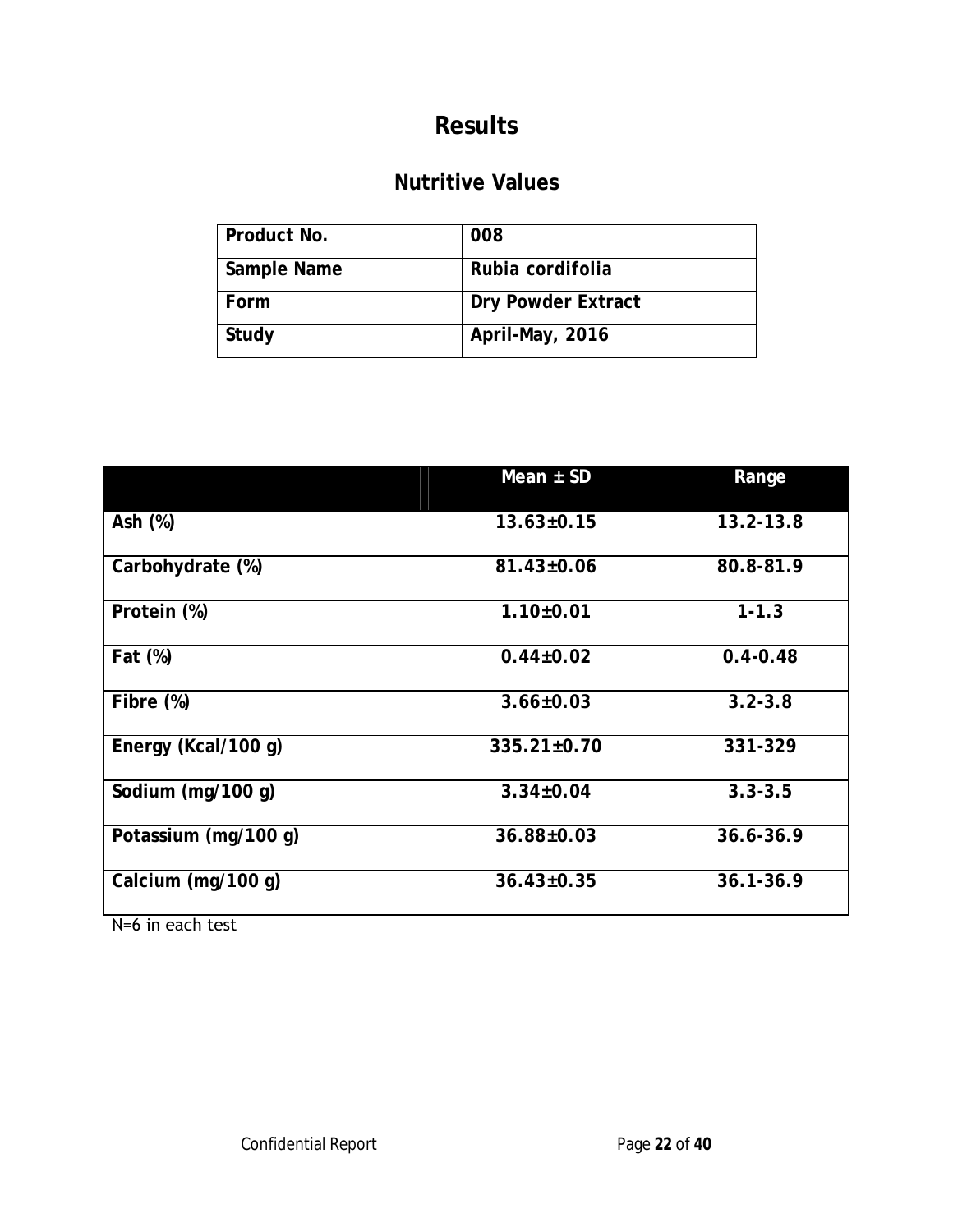# Results

## Nutritive Values

| Product No. | 008 |
|---|---|
| Sample Name | Rubia cordifolia |
| Form | Dry Powder Extract |
| Study | April-May, 2016 |

| | Mean ± SD | Range |
|---|---|---|
| Ash (%) | 13.63±0.15 | 13.2-13.8 |
| Carbohydrate (%) | 81.43±0.06 | 80.8-81.9 |
| Protein (%) | 1.10±0.01 | 1-1.3 |
| Fat (%) | 0.44±0.02 | 0.4-0.48 |
| Fibre (%) | 3.66±0.03 | 3.2-3.8 |
| Energy (Kcal/100 g) | 335.21±0.70 | 331-329 |
| Sodium (mg/100 g) | 3.34±0.04 | 3.3-3.5 |
| Potassium (mg/100 g) | 36.88±0.03 | 36.6-36.9 |
| Calcium (mg/100 g) | 36.43±0.35 | 36.1-36.9 |

N=6 in each test

Confidential Report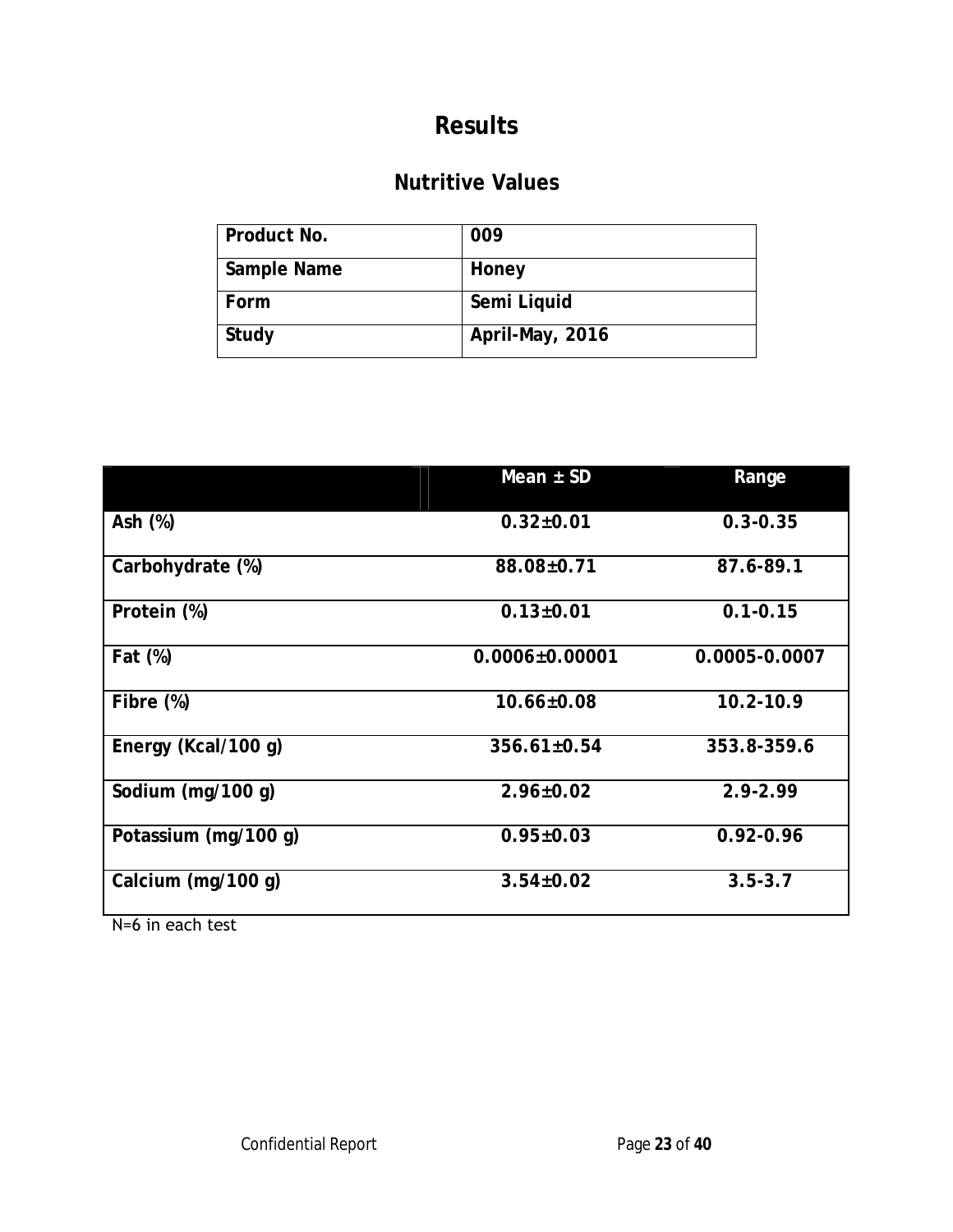# Results

## Nutritive Values

| Product No. | 009 |
|---|---|
| Sample Name | Honey |
| Form | Semi Liquid |
| Study | April-May, 2016 |

| | Mean ± SD | Range |
|---|---|---|
| Ash (%) | 0.32±0.01 | 0.3-0.35 |
| Carbohydrate (%) | 88.08±0.71 | 87.6-89.1 |
| Protein (%) | 0.13±0.01 | 0.1-0.15 |
| Fat (%) | 0.0006±0.00001 | 0.0005-0.0007 |
| Fibre (%) | 10.66±0.08 | 10.2-10.9 |
| Energy (Kcal/100 g) | 356.61±0.54 | 353.8-359.6 |
| Sodium (mg/100 g) | 2.96±0.02 | 2.9-2.99 |
| Potassium (mg/100 g) | 0.95±0.03 | 0.92-0.96 |
| Calcium (mg/100 g) | 3.54±0.02 | 3.5-3.7 |

N=6 in each test

Confidential Report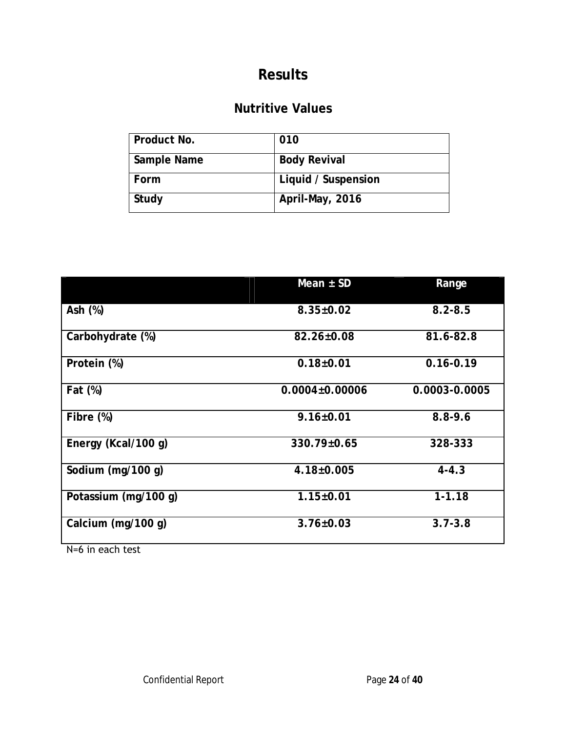# Results

## Nutritive Values

| Product No. | 010 |
|---|---|
| Sample Name | Body Revival |
| Form | Liquid / Suspension |
| Study | April-May, 2016 |

| | Mean ± SD | Range |
|---|---|---|
| Ash (%) | 8.35±0.02 | 8.2-8.5 |
| Carbohydrate (%) | 82.26±0.08 | 81.6-82.8 |
| Protein (%) | 0.18±0.01 | 0.16-0.19 |
| Fat (%) | 0.0004±0.00006 | 0.0003-0.0005 |
| Fibre (%) | 9.16±0.01 | 8.8-9.6 |
| Energy (Kcal/100 g) | 330.79±0.65 | 328-333 |
| Sodium (mg/100 g) | 4.18±0.005 | 4-4.3 |
| Potassium (mg/100 g) | 1.15±0.01 | 1-1.18 |
| Calcium (mg/100 g) | 3.76±0.03 | 3.7-3.8 |

N=6 in each test

Confidential Report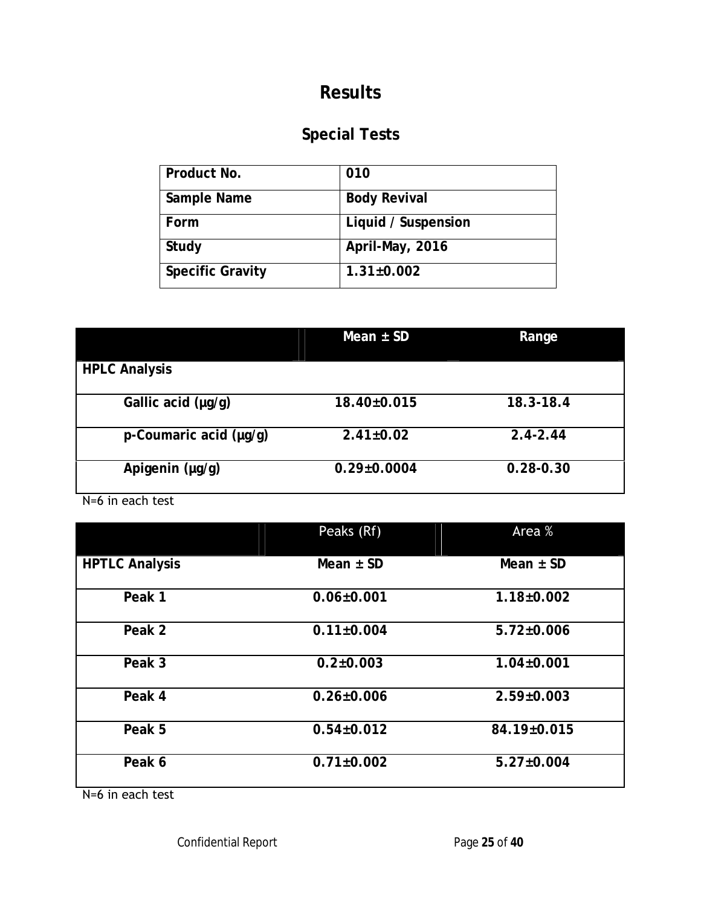# Results

## Special Tests

| Product No. | 010 |
|---|---|
| Sample Name | Body Revival |
| Form | Liquid / Suspension |
| Study | April-May, 2016 |
| Specific Gravity | 1.31±0.002 |

| | Mean ± SD | Range |
|---|---|---|
| **HPLC Analysis** | | |
| Gallic acid (μg/g) | 18.40±0.015 | 18.3-18.4 |
| p-Coumaric acid (μg/g) | 2.41±0.02 | 2.4-2.44 |
| Apigenin (μg/g) | 0.29±0.0004 | 0.28-0.30 |

N=6 in each test

| | Peaks (Rf) | Area % |
|---|---|---|
| **HPTLC Analysis** | **Mean ± SD** | **Mean ± SD** |
| Peak 1 | 0.06±0.001 | 1.18±0.002 |
| Peak 2 | 0.11±0.004 | 5.72±0.006 |
| Peak 3 | 0.2±0.003 | 1.04±0.001 |
| Peak 4 | 0.26±0.006 | 2.59±0.003 |
| Peak 5 | 0.54±0.012 | 84.19±0.015 |
| Peak 6 | 0.71±0.002 | 5.27±0.004 |

N=6 in each test

Confidential Report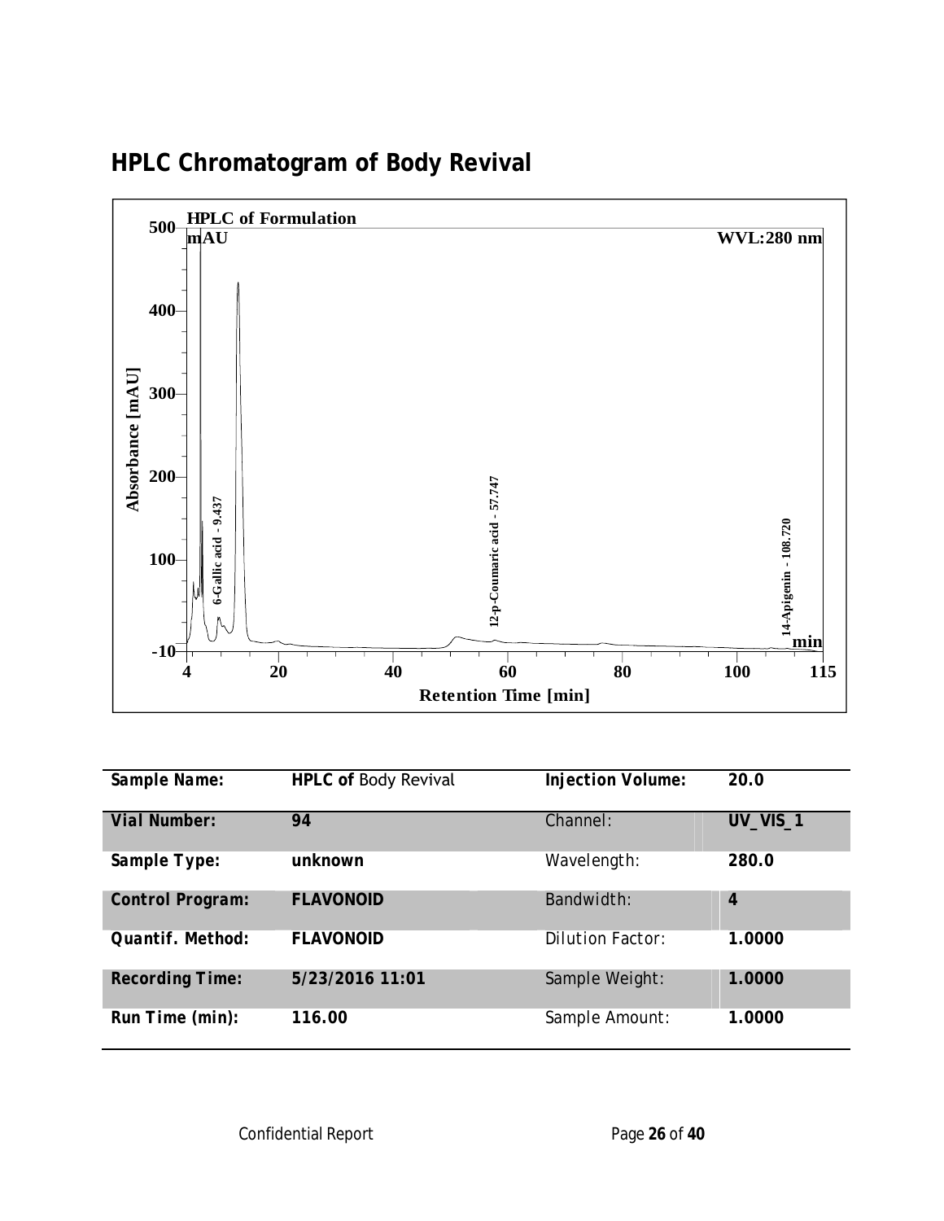## HPLC Chromatogram of Body Revival

HPLC of Formulation

mAU

WVL:280 nm

Absorbance [mAU]

6-Gallic acid - 9.437

12-p-Coumaric acid - 57.747

14-Apigenin - 108.720

Retention Time [min]

| Sample Name: | HPLC of Body Revival | Injection Volume: | 20.0 |
|---|---|---|---|
| Vial Number: | 94 | Channel: | UV_VIS_1 |
| Sample Type: | unknown | Wavelength: | 280.0 |
| Control Program: | FLAVONOID | Bandwidth: | 4 |
| Quantif. Method: | FLAVONOID | Dilution Factor: | 1.0000 |
| Recording Time: | 5/23/2016 11:01 | Sample Weight: | 1.0000 |
| Run Time (min): | 116.00 | Sample Amount: | 1.0000 |

Confidential Report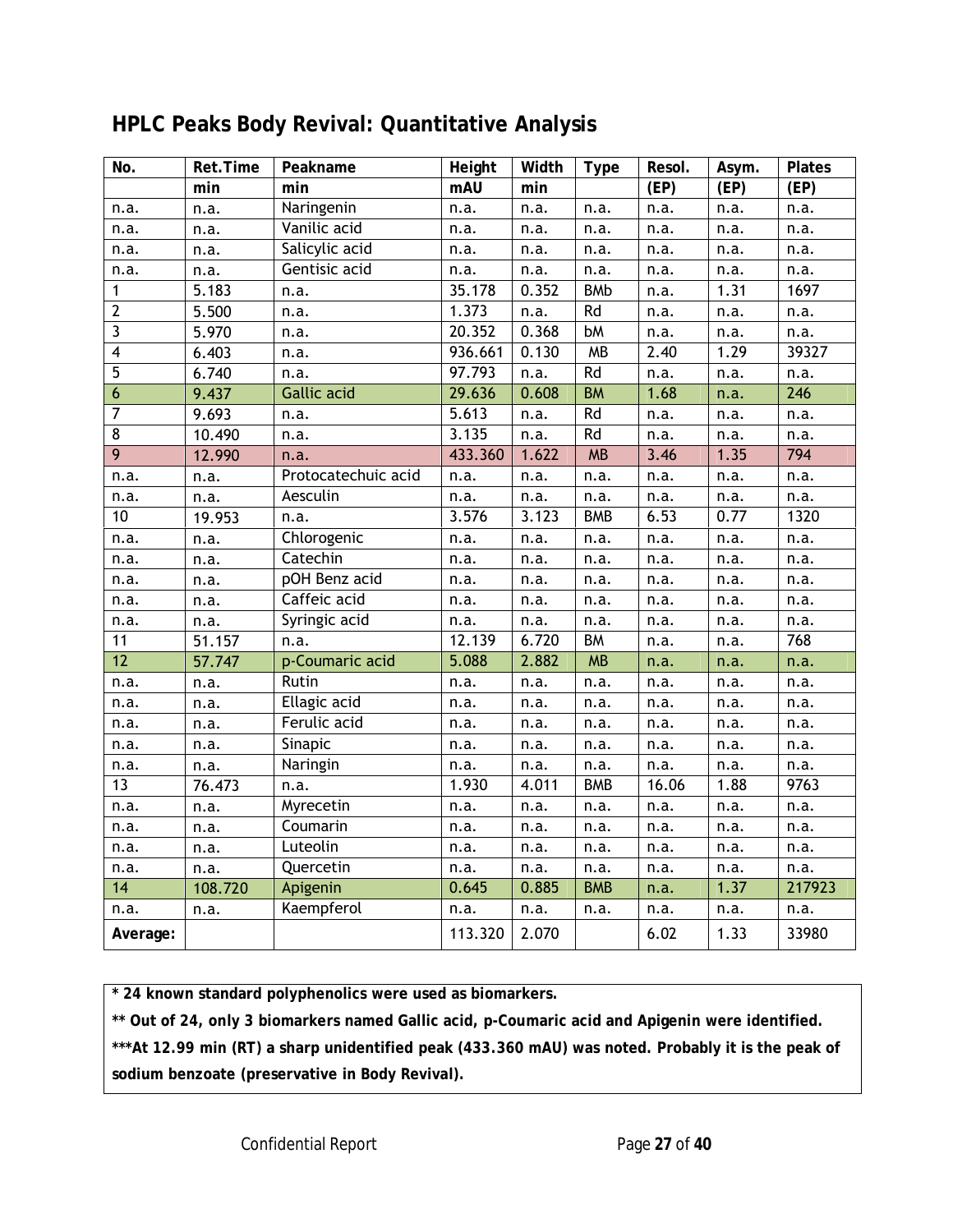## HPLC Peaks Body Revival: Quantitative Analysis

| No. | Ret.Time | Peakname | Height | Width | Type | Resol. | Asym. | Plates |
|---|---|---|---|---|---|---|---|---|
| | min | min | mAU | min | | (EP) | (EP) | (EP) |
| n.a. | n.a. | Naringenin | n.a. | n.a. | n.a. | n.a. | n.a. | n.a. |
| n.a. | n.a. | Vanilic acid | n.a. | n.a. | n.a. | n.a. | n.a. | n.a. |
| n.a. | n.a. | Salicylic acid | n.a. | n.a. | n.a. | n.a. | n.a. | n.a. |
| n.a. | n.a. | Gentisic acid | n.a. | n.a. | n.a. | n.a. | n.a. | n.a. |
| 1 | 5.183 | n.a. | 35.178 | 0.352 | BMb | n.a. | 1.31 | 1697 |
| 2 | 5.500 | n.a. | 1.373 | n.a. | Rd | n.a. | n.a. | n.a. |
| 3 | 5.970 | n.a. | 20.352 | 0.368 | bM | n.a. | n.a. | n.a. |
| 4 | 6.403 | n.a. | 936.661 | 0.130 | MB | 2.40 | 1.29 | 39327 |
| 5 | 6.740 | n.a. | 97.793 | n.a. | Rd | n.a. | n.a. | n.a. |
| 6 | 9.437 | Gallic acid | 29.636 | 0.608 | BM | 1.68 | n.a. | 246 |
| 7 | 9.693 | n.a. | 5.613 | n.a. | Rd | n.a. | n.a. | n.a. |
| 8 | 10.490 | n.a. | 3.135 | n.a. | Rd | n.a. | n.a. | n.a. |
| 9 | 12.990 | n.a. | 433.360 | 1.622 | MB | 3.46 | 1.35 | 794 |
| n.a. | n.a. | Protocatechuic acid | n.a. | n.a. | n.a. | n.a. | n.a. | n.a. |
| n.a. | n.a. | Aesculin | n.a. | n.a. | n.a. | n.a. | n.a. | n.a. |
| 10 | 19.953 | n.a. | 3.576 | 3.123 | BMB | 6.53 | 0.77 | 1320 |
| n.a. | n.a. | Chlorogenic | n.a. | n.a. | n.a. | n.a. | n.a. | n.a. |
| n.a. | n.a. | Catechin | n.a. | n.a. | n.a. | n.a. | n.a. | n.a. |
| n.a. | n.a. | pOH Benz acid | n.a. | n.a. | n.a. | n.a. | n.a. | n.a. |
| n.a. | n.a. | Caffeic acid | n.a. | n.a. | n.a. | n.a. | n.a. | n.a. |
| n.a. | n.a. | Syringic acid | n.a. | n.a. | n.a. | n.a. | n.a. | n.a. |
| 11 | 51.157 | n.a. | 12.139 | 6.720 | BM | n.a. | n.a. | 768 |
| 12 | 57.747 | p-Coumaric acid | 5.088 | 2.882 | MB | n.a. | n.a. | n.a. |
| n.a. | n.a. | Rutin | n.a. | n.a. | n.a. | n.a. | n.a. | n.a. |
| n.a. | n.a. | Ellagic acid | n.a. | n.a. | n.a. | n.a. | n.a. | n.a. |
| n.a. | n.a. | Ferulic acid | n.a. | n.a. | n.a. | n.a. | n.a. | n.a. |
| n.a. | n.a. | Sinapic | n.a. | n.a. | n.a. | n.a. | n.a. | n.a. |
| n.a. | n.a. | Naringin | n.a. | n.a. | n.a. | n.a. | n.a. | n.a. |
| 13 | 76.473 | n.a. | 1.930 | 4.011 | BMB | 16.06 | 1.88 | 9763 |
| n.a. | n.a. | Myrecetin | n.a. | n.a. | n.a. | n.a. | n.a. | n.a. |
| n.a. | n.a. | Coumarin | n.a. | n.a. | n.a. | n.a. | n.a. | n.a. |
| n.a. | n.a. | Luteolin | n.a. | n.a. | n.a. | n.a. | n.a. | n.a. |
| n.a. | n.a. | Quercetin | n.a. | n.a. | n.a. | n.a. | n.a. | n.a. |
| 14 | 108.720 | Apigenin | 0.645 | 0.885 | BMB | n.a. | 1.37 | 217923 |
| n.a. | n.a. | Kaempferol | n.a. | n.a. | n.a. | n.a. | n.a. | n.a. |
| **Average:** | | | 113.320 | 2.070 | | 6.02 | 1.33 | 33980 |

**\* 24 known standard polyphenolics were used as biomarkers.**

**\*\* Out of 24, only 3 biomarkers named Gallic acid, p-Coumaric acid and Apigenin were identified.**

**\*\*\*At 12.99 min (RT) a sharp unidentified peak (433.360 mAU) was noted. Probably it is the peak of sodium benzoate (preservative in Body Revival).**

Confidential Report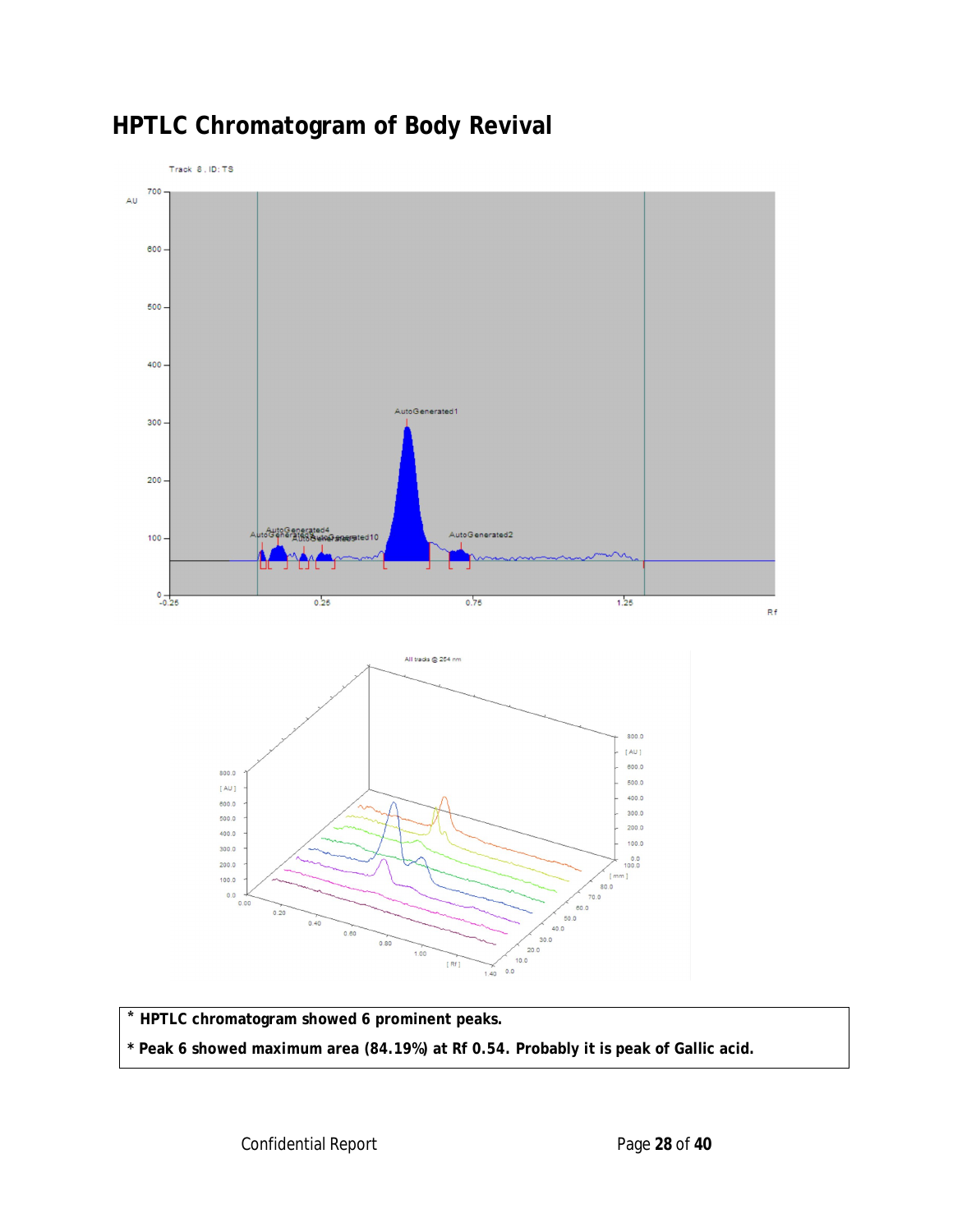# HPTLC Chromatogram of Body Revival

* **HPTLC chromatogram showed 6 prominent peaks.**

* **Peak 6 showed maximum area (84.19%) at Rf 0.54. Probably it is peak of Gallic acid.**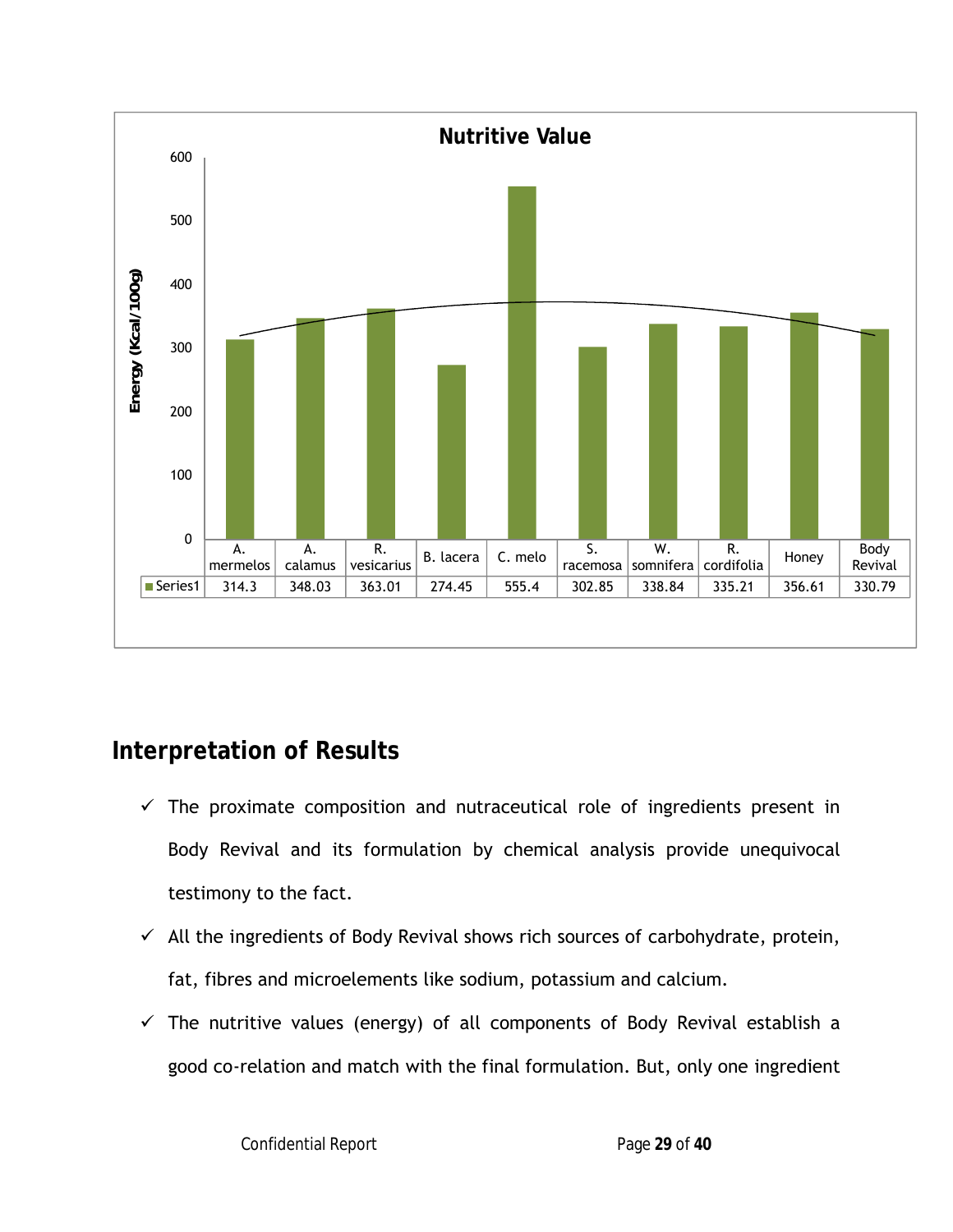**Nutritive Value**

| | A. mermelos | A. calamus | R. vesicarius | B. lacera | C. melo | S. racemosa | W. somnifera | R. cordifolia | Honey | Body Revival |
|---|---|---|---|---|---|---|---|---|---|---|
| Series1 | 314.3 | 348.03 | 363.01 | 274.45 | 555.4 | 302.85 | 338.84 | 335.21 | 356.61 | 330.79 |

Energy (Kcal/100g)

## Interpretation of Results

- ✓ The proximate composition and nutraceutical role of ingredients present in Body Revival and its formulation by chemical analysis provide unequivocal testimony to the fact.
- ✓ All the ingredients of Body Revival shows rich sources of carbohydrate, protein, fat, fibres and microelements like sodium, potassium and calcium.
- ✓ The nutritive values (energy) of all components of Body Revival establish a good co-relation and match with the final formulation. But, only one ingredient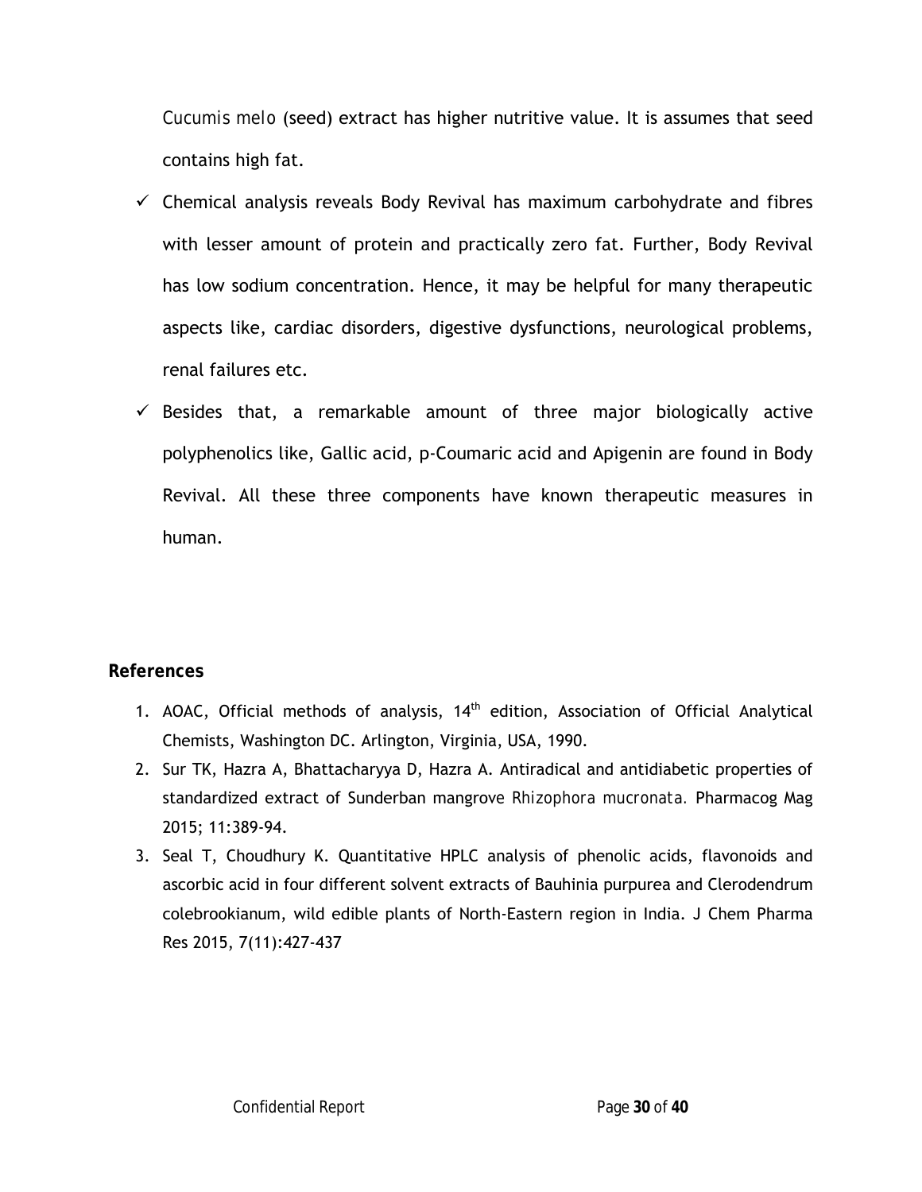*Cucumis melo* (seed) extract has higher nutritive value. It is assumes that seed contains high fat.

- ✓ Chemical analysis reveals Body Revival has maximum carbohydrate and fibres with lesser amount of protein and practically zero fat. Further, Body Revival has low sodium concentration. Hence, it may be helpful for many therapeutic aspects like, cardiac disorders, digestive dysfunctions, neurological problems, renal failures etc.
- ✓ Besides that, a remarkable amount of three major biologically active polyphenolics like, Gallic acid, p-Coumaric acid and Apigenin are found in Body Revival. All these three components have known therapeutic measures in human.

## References

1. AOAC, Official methods of analysis, $14^{th}$ edition, Association of Official Analytical Chemists, Washington DC. Arlington, Virginia, USA, 1990.
2. Sur TK, Hazra A, Bhattacharyya D, Hazra A. Antiradical and antidiabetic properties of standardized extract of Sunderban mangrove *Rhizophora mucronata*. Pharmacog Mag 2015; 11:389-94.
3. Seal T, Choudhury K. Quantitative HPLC analysis of phenolic acids, flavonoids and ascorbic acid in four different solvent extracts of Bauhinia purpurea and Clerodendrum colebrookianum, wild edible plants of North-Eastern region in India. J Chem Pharma Res 2015, 7(11):427-437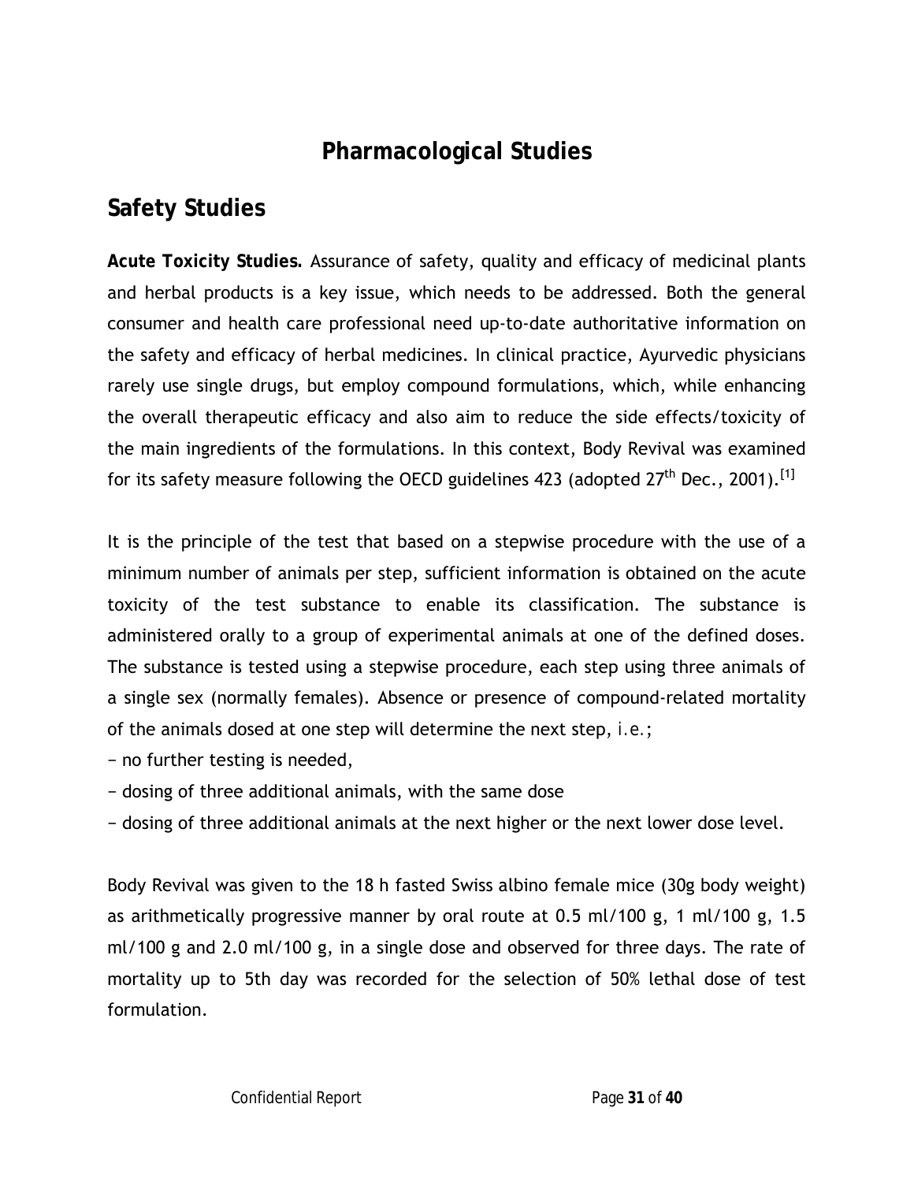# Pharmacological Studies

## Safety Studies

**Acute Toxicity Studies.** Assurance of safety, quality and efficacy of medicinal plants and herbal products is a key issue, which needs to be addressed. Both the general consumer and health care professional need up-to-date authoritative information on the safety and efficacy of herbal medicines. In clinical practice, Ayurvedic physicians rarely use single drugs, but employ compound formulations, which, while enhancing the overall therapeutic efficacy and also aim to reduce the side effects/toxicity of the main ingredients of the formulations. In this context, Body Revival was examined for its safety measure following the OECD guidelines 423 (adopted 27$^{th}$ Dec., 2001).[1]

It is the principle of the test that based on a stepwise procedure with the use of a minimum number of animals per step, sufficient information is obtained on the acute toxicity of the test substance to enable its classification. The substance is administered orally to a group of experimental animals at one of the defined doses. The substance is tested using a stepwise procedure, each step using three animals of a single sex (normally females). Absence or presence of compound-related mortality of the animals dosed at one step will determine the next step, i.e.;

− no further testing is needed,

− dosing of three additional animals, with the same dose

− dosing of three additional animals at the next higher or the next lower dose level.

Body Revival was given to the 18 h fasted Swiss albino female mice (30g body weight) as arithmetically progressive manner by oral route at 0.5 ml/100 g, 1 ml/100 g, 1.5 ml/100 g and 2.0 ml/100 g, in a single dose and observed for three days. The rate of mortality up to 5th day was recorded for the selection of 50% lethal dose of test formulation.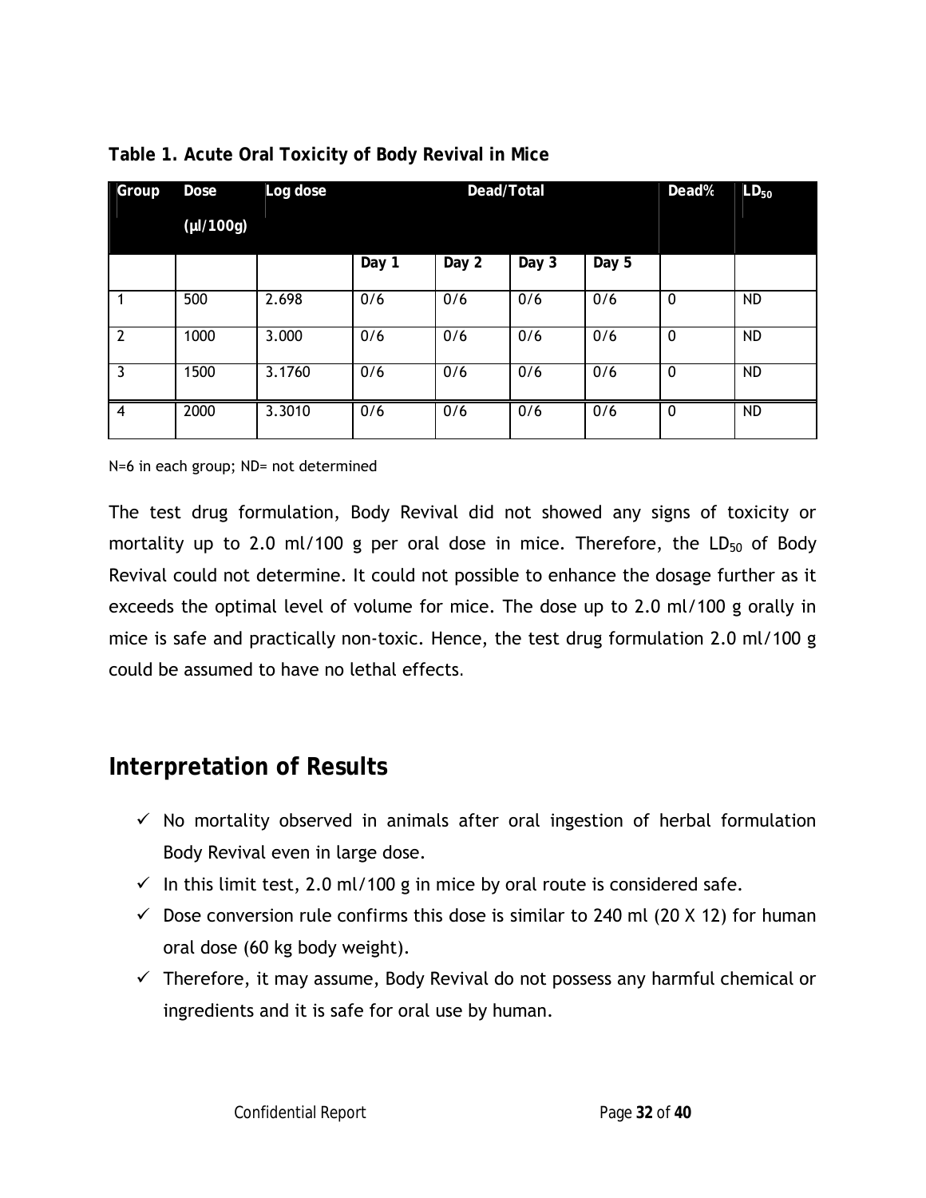**Table 1. Acute Oral Toxicity of Body Revival in Mice**

| Group | Dose (µl/100g) | Log dose | Dead/Total | | | | Dead% | $LD_{50}$ |
|---|---|---|---|---|---|---|---|---|
| | | | Day 1 | Day 2 | Day 3 | Day 5 | | |
| 1 | 500 | 2.698 | 0/6 | 0/6 | 0/6 | 0/6 | 0 | ND |
| 2 | 1000 | 3.000 | 0/6 | 0/6 | 0/6 | 0/6 | 0 | ND |
| 3 | 1500 | 3.1760 | 0/6 | 0/6 | 0/6 | 0/6 | 0 | ND |
| 4 | 2000 | 3.3010 | 0/6 | 0/6 | 0/6 | 0/6 | 0 | ND |

N=6 in each group; ND= not determined

The test drug formulation, Body Revival did not showed any signs of toxicity or mortality up to 2.0 ml/100 g per oral dose in mice. Therefore, the $LD_{50}$ of Body Revival could not determine. It could not possible to enhance the dosage further as it exceeds the optimal level of volume for mice. The dose up to 2.0 ml/100 g orally in mice is safe and practically non-toxic. Hence, the test drug formulation 2.0 ml/100 g could be assumed to have no lethal effects.

## Interpretation of Results

- ✓ No mortality observed in animals after oral ingestion of herbal formulation Body Revival even in large dose.
- ✓ In this limit test, 2.0 ml/100 g in mice by oral route is considered safe.
- ✓ Dose conversion rule confirms this dose is similar to 240 ml (20 X 12) for human oral dose (60 kg body weight).
- ✓ Therefore, it may assume, Body Revival do not possess any harmful chemical or ingredients and it is safe for oral use by human.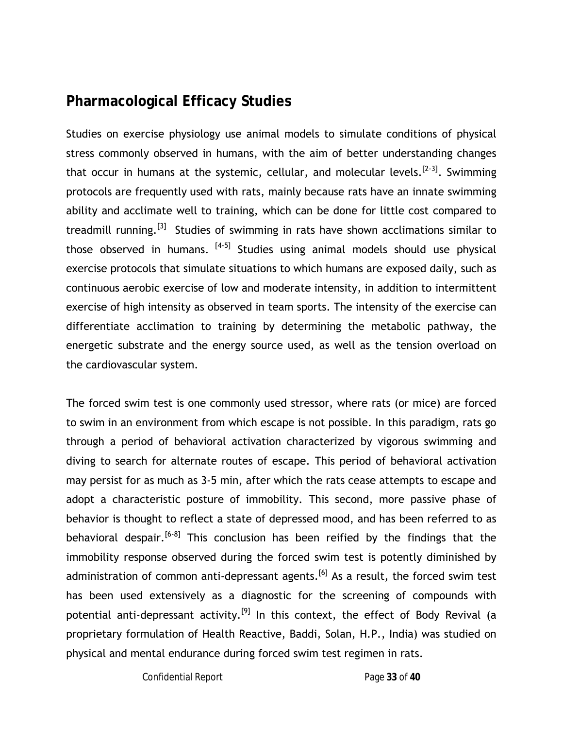## Pharmacological Efficacy Studies

Studies on exercise physiology use animal models to simulate conditions of physical stress commonly observed in humans, with the aim of better understanding changes that occur in humans at the systemic, cellular, and molecular levels.[2-3]. Swimming protocols are frequently used with rats, mainly because rats have an innate swimming ability and acclimate well to training, which can be done for little cost compared to treadmill running.[3] Studies of swimming in rats have shown acclimations similar to those observed in humans. [4-5] Studies using animal models should use physical exercise protocols that simulate situations to which humans are exposed daily, such as continuous aerobic exercise of low and moderate intensity, in addition to intermittent exercise of high intensity as observed in team sports. The intensity of the exercise can differentiate acclimation to training by determining the metabolic pathway, the energetic substrate and the energy source used, as well as the tension overload on the cardiovascular system.

The forced swim test is one commonly used stressor, where rats (or mice) are forced to swim in an environment from which escape is not possible. In this paradigm, rats go through a period of behavioral activation characterized by vigorous swimming and diving to search for alternate routes of escape. This period of behavioral activation may persist for as much as 3-5 min, after which the rats cease attempts to escape and adopt a characteristic posture of immobility. This second, more passive phase of behavior is thought to reflect a state of depressed mood, and has been referred to as behavioral despair.[6-8] This conclusion has been reified by the findings that the immobility response observed during the forced swim test is potently diminished by administration of common anti-depressant agents.[6] As a result, the forced swim test has been used extensively as a diagnostic for the screening of compounds with potential anti-depressant activity.[9] In this context, the effect of Body Revival (a proprietary formulation of Health Reactive, Baddi, Solan, H.P., India) was studied on physical and mental endurance during forced swim test regimen in rats.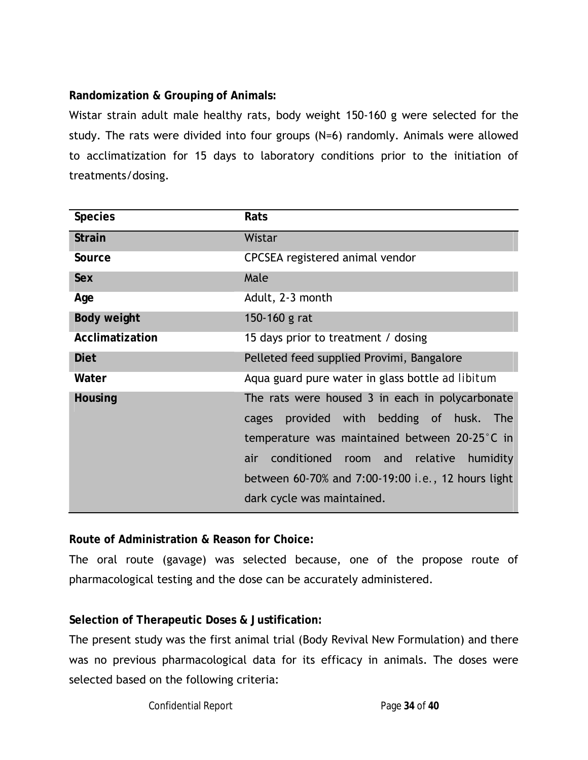**Randomization & Grouping of Animals:**

Wistar strain adult male healthy rats, body weight 150-160 g were selected for the study. The rats were divided into four groups (N=6) randomly. Animals were allowed to acclimatization for 15 days to laboratory conditions prior to the initiation of treatments/dosing.

| **Species** | **Rats** |
|---|---|
| **Strain** | Wistar |
| **Source** | CPCSEA registered animal vendor |
| **Sex** | Male |
| **Age** | Adult, 2-3 month |
| **Body weight** | 150-160 g rat |
| **Acclimatization** | 15 days prior to treatment / dosing |
| **Diet** | Pelleted feed supplied Provimi, Bangalore |
| **Water** | Aqua guard pure water in glass bottle *ad libitum* |
| **Housing** | The rats were housed 3 in each in polycarbonate cages provided with bedding of husk. The temperature was maintained between 20-25°C in air conditioned room and relative humidity between 60-70% and 7:00-19:00 *i.e.*, 12 hours light dark cycle was maintained. |

**Route of Administration & Reason for Choice:**

The oral route (gavage) was selected because, one of the propose route of pharmacological testing and the dose can be accurately administered.

**Selection of Therapeutic Doses & Justification:**

The present study was the first animal trial (Body Revival New Formulation) and there was no previous pharmacological data for its efficacy in animals. The doses were selected based on the following criteria: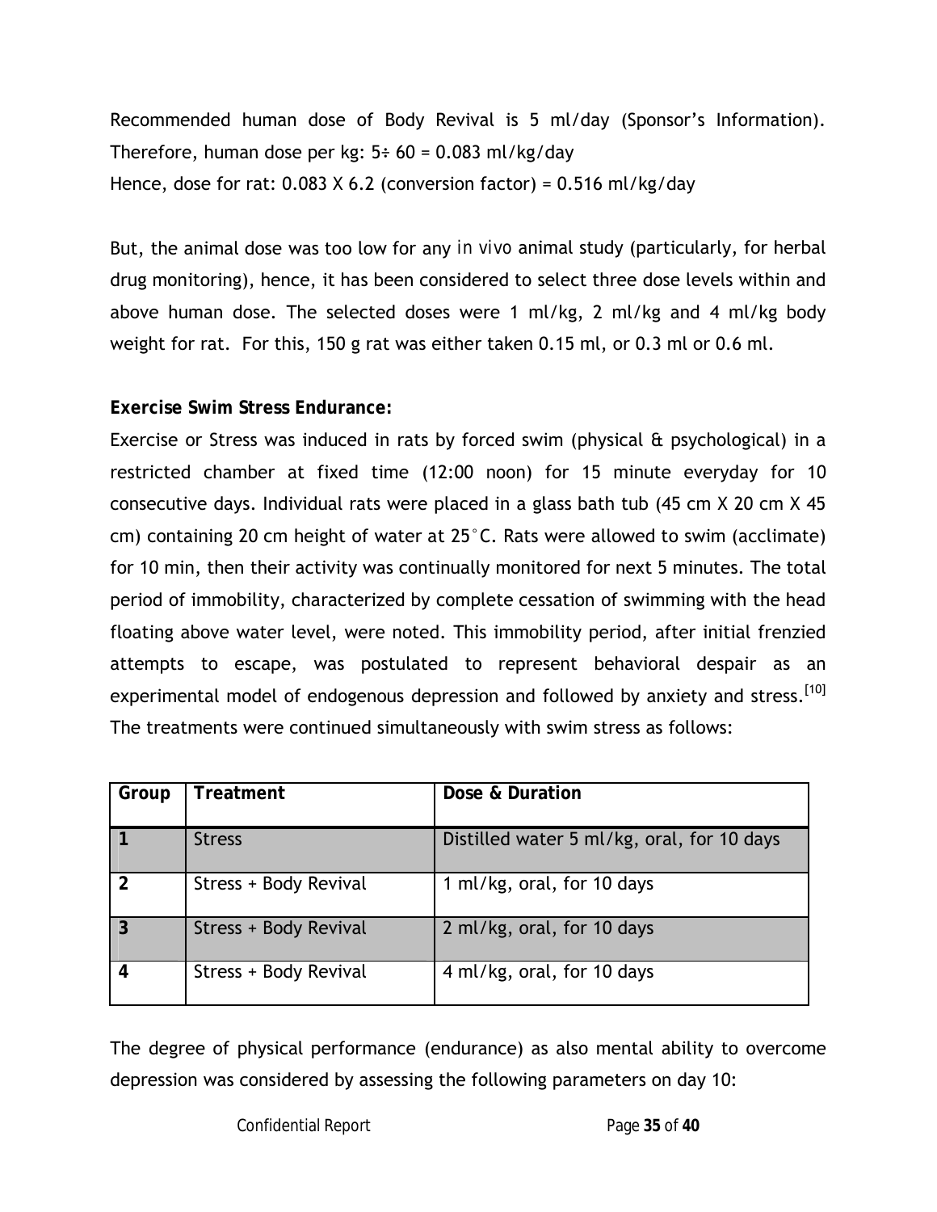Recommended human dose of Body Revival is 5 ml/day (Sponsor's Information). Therefore, human dose per kg: 5÷ 60 = 0.083 ml/kg/day
Hence, dose for rat: 0.083 X 6.2 (conversion factor) = 0.516 ml/kg/day

But, the animal dose was too low for any *in vivo* animal study (particularly, for herbal drug monitoring), hence, it has been considered to select three dose levels within and above human dose. The selected doses were 1 ml/kg, 2 ml/kg and 4 ml/kg body weight for rat. For this, 150 g rat was either taken 0.15 ml, or 0.3 ml or 0.6 ml.

**Exercise Swim Stress Endurance:**

Exercise or Stress was induced in rats by forced swim (physical & psychological) in a restricted chamber at fixed time (12:00 noon) for 15 minute everyday for 10 consecutive days. Individual rats were placed in a glass bath tub (45 cm X 20 cm X 45 cm) containing 20 cm height of water at 25°C. Rats were allowed to swim (acclimate) for 10 min, then their activity was continually monitored for next 5 minutes. The total period of immobility, characterized by complete cessation of swimming with the head floating above water level, were noted. This immobility period, after initial frenzied attempts to escape, was postulated to represent behavioral despair as an experimental model of endogenous depression and followed by anxiety and stress.[10] The treatments were continued simultaneously with swim stress as follows:

| Group | Treatment | Dose & Duration |
|---|---|---|
| 1 | Stress | Distilled water 5 ml/kg, oral, for 10 days |
| 2 | Stress + Body Revival | 1 ml/kg, oral, for 10 days |
| 3 | Stress + Body Revival | 2 ml/kg, oral, for 10 days |
| 4 | Stress + Body Revival | 4 ml/kg, oral, for 10 days |

The degree of physical performance (endurance) as also mental ability to overcome depression was considered by assessing the following parameters on day 10: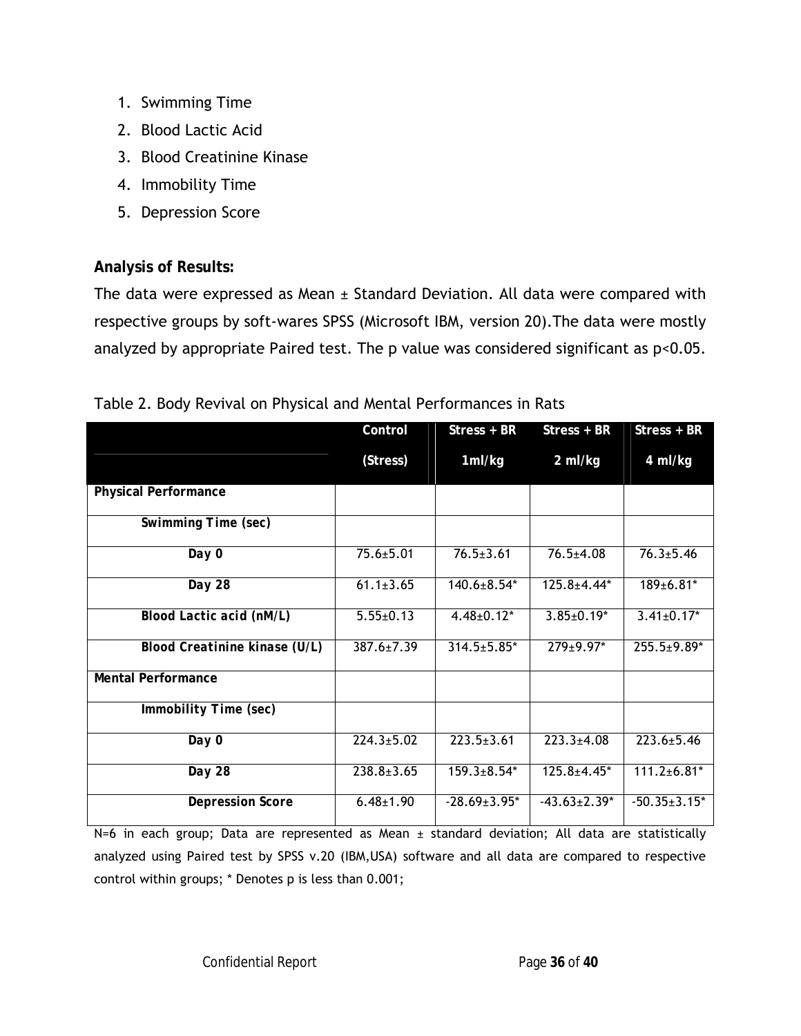1. Swimming Time
2. Blood Lactic Acid
3. Blood Creatinine Kinase
4. Immobility Time
5. Depression Score

**Analysis of Results:**

The data were expressed as Mean ± Standard Deviation. All data were compared with respective groups by soft-wares SPSS (Microsoft IBM, version 20).The data were mostly analyzed by appropriate Paired test. The p value was considered significant as $p<0.05$.

Table 2. Body Revival on Physical and Mental Performances in Rats

| | Control (Stress) | Stress + BR 1ml/kg | Stress + BR 2 ml/kg | Stress + BR 4 ml/kg |
|---|---|---|---|---|
| **Physical Performance** | | | | |
| **Swimming Time (sec)** | | | | |
| **Day 0** | 75.6±5.01 | 76.5±3.61 | 76.5±4.08 | 76.3±5.46 |
| **Day 28** | 61.1±3.65 | 140.6±8.54* | 125.8±4.44* | 189±6.81* |
| **Blood Lactic acid (nM/L)** | 5.55±0.13 | 4.48±0.12* | 3.85±0.19* | 3.41±0.17* |
| **Blood Creatinine kinase (U/L)** | 387.6±7.39 | 314.5±5.85* | 279±9.97* | 255.5±9.89* |
| **Mental Performance** | | | | |
| **Immobility Time (sec)** | | | | |
| **Day 0** | 224.3±5.02 | 223.5±3.61 | 223.3±4.08 | 223.6±5.46 |
| **Day 28** | 238.8±3.65 | 159.3±8.54* | 125.8±4.45* | 111.2±6.81* |
| **Depression Score** | 6.48±1.90 | -28.69±3.95* | -43.63±2.39* | -50.35±3.15* |

N=6 in each group; Data are represented as Mean ± standard deviation; All data are statistically analyzed using Paired test by SPSS v.20 (IBM,USA) software and all data are compared to respective control within groups; * Denotes p is less than 0.001;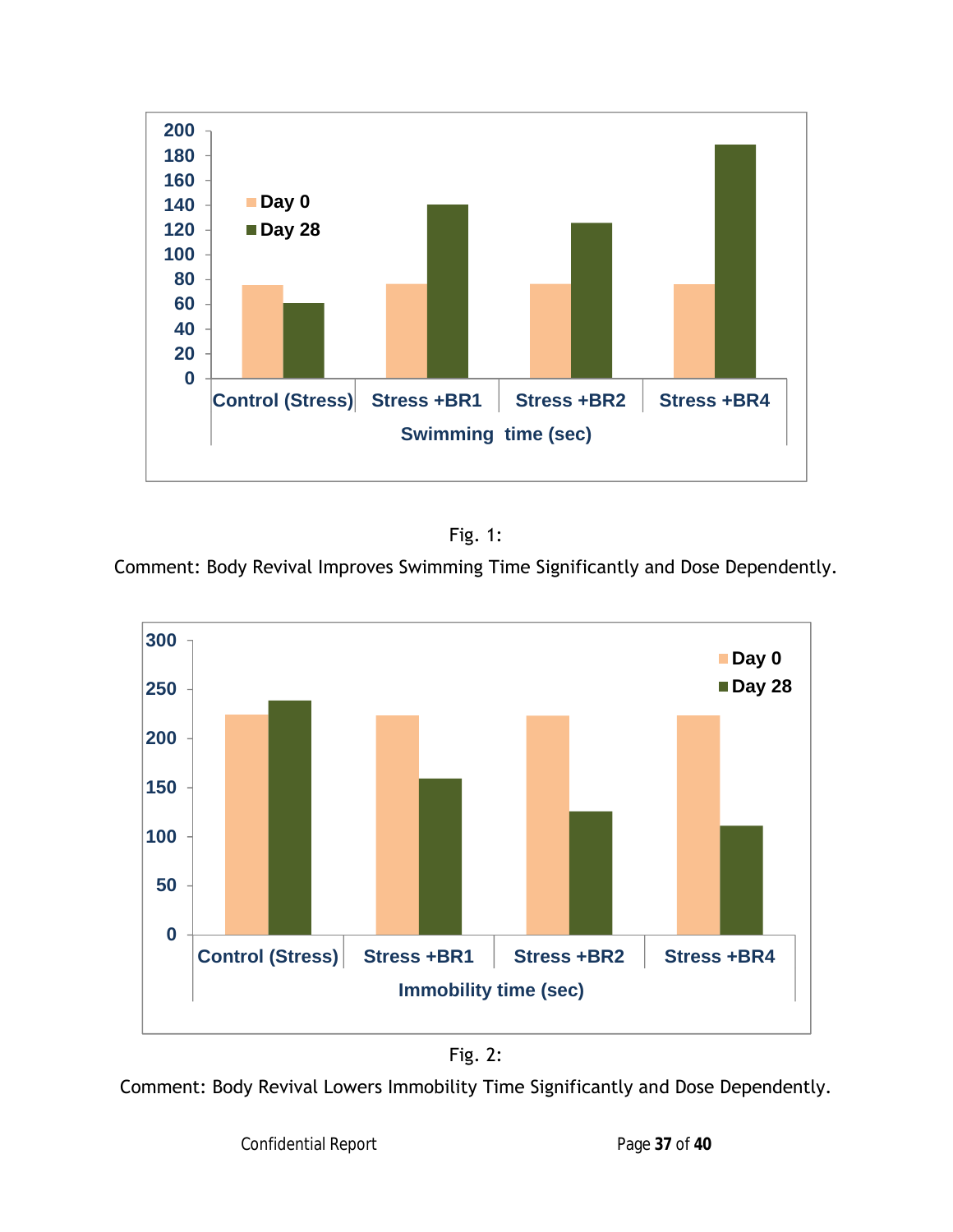Fig. 1:

Comment: Body Revival Improves Swimming Time Significantly and Dose Dependently.

Fig. 2:

Comment: Body Revival Lowers Immobility Time Significantly and Dose Dependently.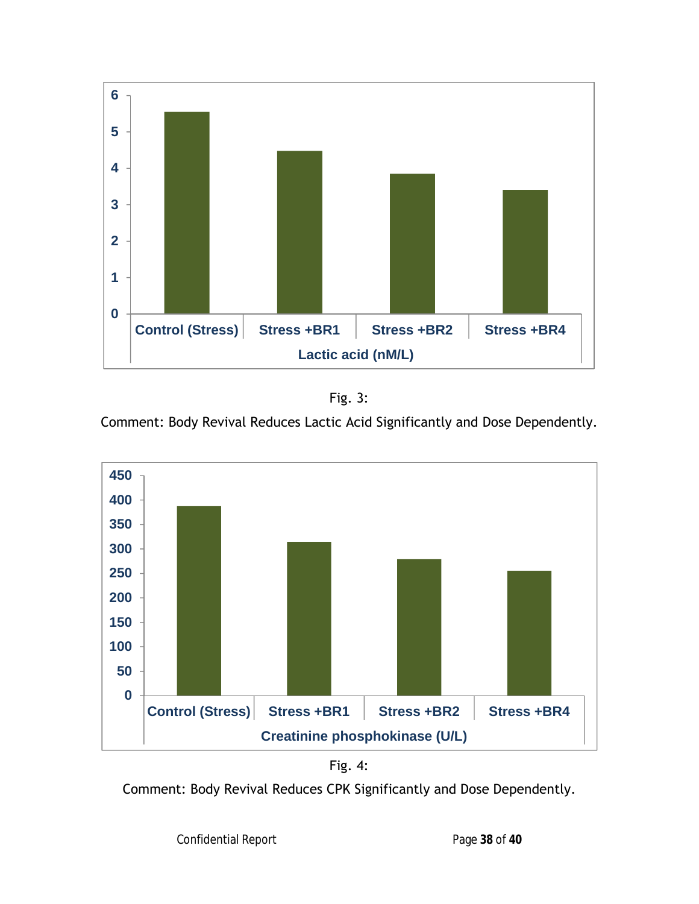Fig. 3:

Comment: Body Revival Reduces Lactic Acid Significantly and Dose Dependently.

Fig. 4:

Comment: Body Revival Reduces CPK Significantly and Dose Dependently.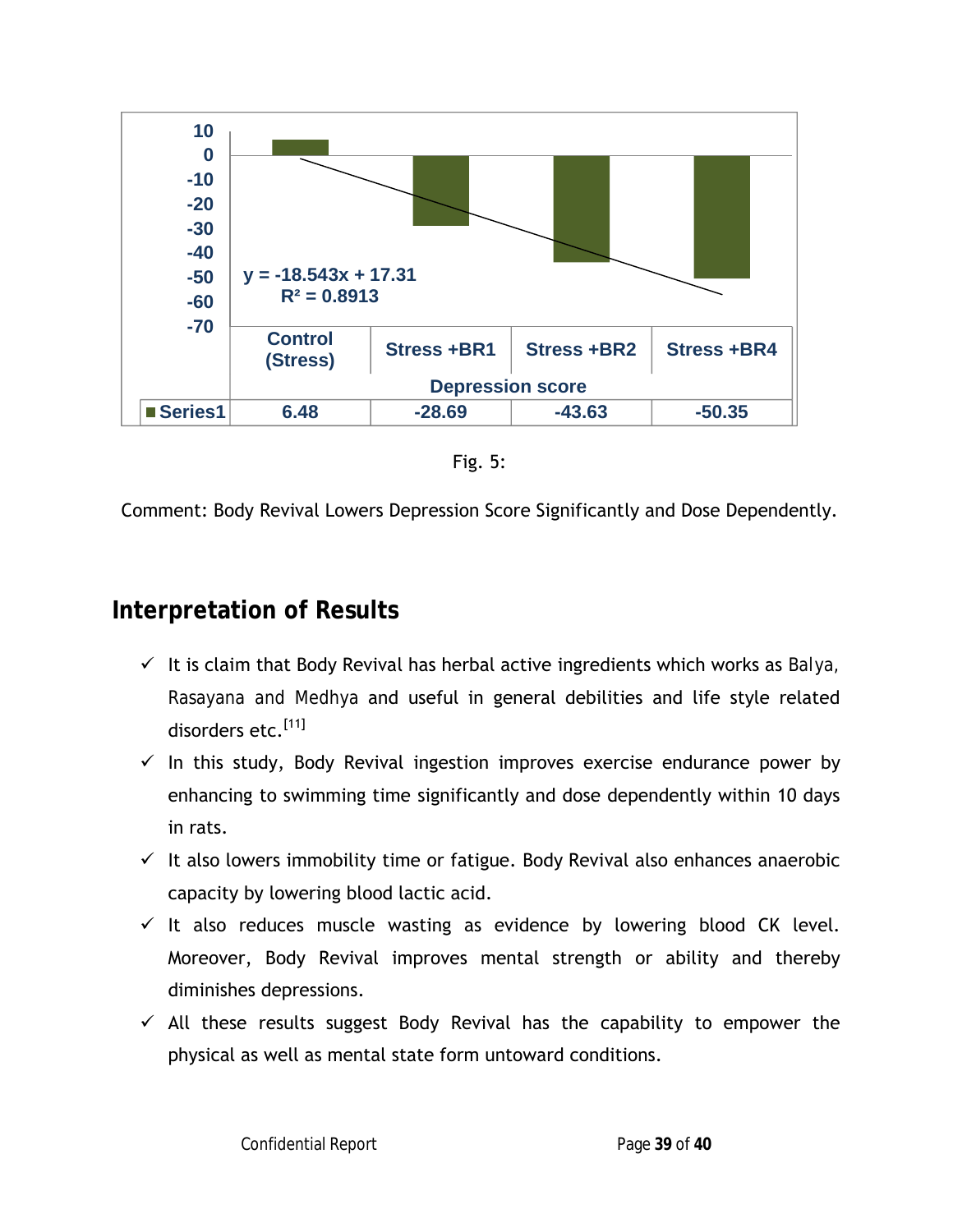| | Control (Stress) | Stress +BR1 | Stress +BR2 | Stress +BR4 |
|---|---|---|---|---|
| Series1 | 6.48 | -28.69 | -43.63 | -50.35 |

Depression score

$y = -18.543x + 17.31$

$R^2 = 0.8913$

Fig. 5:

Comment: Body Revival Lowers Depression Score Significantly and Dose Dependently.

## Interpretation of Results

- ✓ It is claim that Body Revival has herbal active ingredients which works as Balya, Rasayana and Medhya and useful in general debilities and life style related disorders etc.[11]
- ✓ In this study, Body Revival ingestion improves exercise endurance power by enhancing to swimming time significantly and dose dependently within 10 days in rats.
- ✓ It also lowers immobility time or fatigue. Body Revival also enhances anaerobic capacity by lowering blood lactic acid.
- ✓ It also reduces muscle wasting as evidence by lowering blood CK level. Moreover, Body Revival improves mental strength or ability and thereby diminishes depressions.
- ✓ All these results suggest Body Revival has the capability to empower the physical as well as mental state form untoward conditions.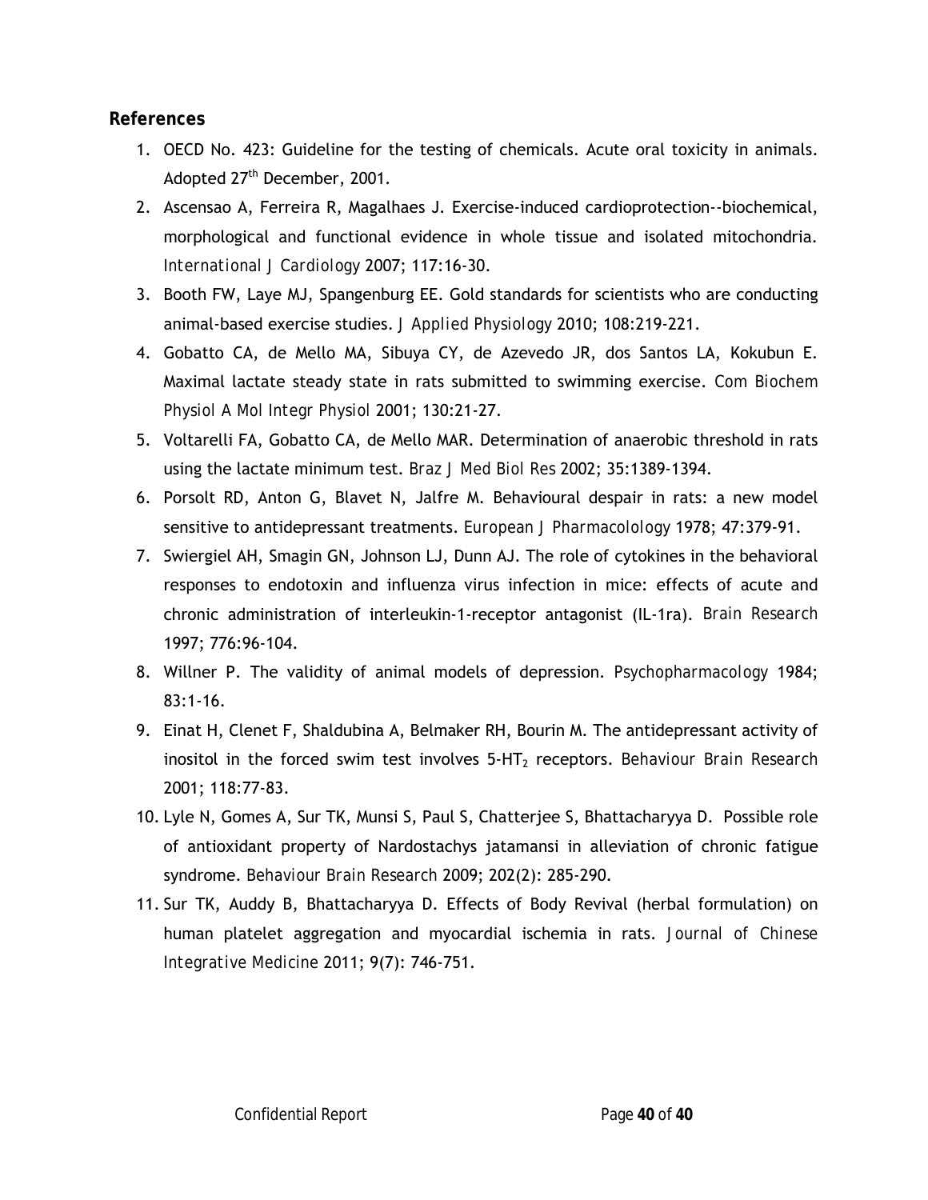## References

1. OECD No. 423: Guideline for the testing of chemicals. Acute oral toxicity in animals. Adopted 27$^{th}$ December, 2001.
2. Ascensao A, Ferreira R, Magalhaes J. Exercise-induced cardioprotection--biochemical, morphological and functional evidence in whole tissue and isolated mitochondria. *International J Cardiology* 2007; 117:16-30.
3. Booth FW, Laye MJ, Spangenburg EE. Gold standards for scientists who are conducting animal-based exercise studies. *J Applied Physiology* 2010; 108:219-221.
4. Gobatto CA, de Mello MA, Sibuya CY, de Azevedo JR, dos Santos LA, Kokubun E. Maximal lactate steady state in rats submitted to swimming exercise. *Com Biochem Physiol A Mol Integr Physiol* 2001; 130:21-27.
5. Voltarelli FA, Gobatto CA, de Mello MAR. Determination of anaerobic threshold in rats using the lactate minimum test. *Braz J Med Biol Res* 2002; 35:1389-1394.
6. Porsolt RD, Anton G, Blavet N, Jalfre M. Behavioural despair in rats: a new model sensitive to antidepressant treatments. *European J Pharmacolology* 1978; 47:379-91.
7. Swiergiel AH, Smagin GN, Johnson LJ, Dunn AJ. The role of cytokines in the behavioral responses to endotoxin and influenza virus infection in mice: effects of acute and chronic administration of interleukin-1-receptor antagonist (IL-1ra). *Brain Research* 1997; 776:96-104.
8. Willner P. The validity of animal models of depression. *Psychopharmacology* 1984; 83:1-16.
9. Einat H, Clenet F, Shaldubina A, Belmaker RH, Bourin M. The antidepressant activity of inositol in the forced swim test involves 5-$HT_2$ receptors. *Behaviour Brain Research* 2001; 118:77-83.
10. Lyle N, Gomes A, Sur TK, Munsi S, Paul S, Chatterjee S, Bhattacharyya D. Possible role of antioxidant property of Nardostachys jatamansi in alleviation of chronic fatigue syndrome. *Behaviour Brain Research* 2009; 202(2): 285-290.
11. Sur TK, Auddy B, Bhattacharyya D. Effects of Body Revival (herbal formulation) on human platelet aggregation and myocardial ischemia in rats. *Journal of Chinese Integrative Medicine* 2011; 9(7): 746-751.